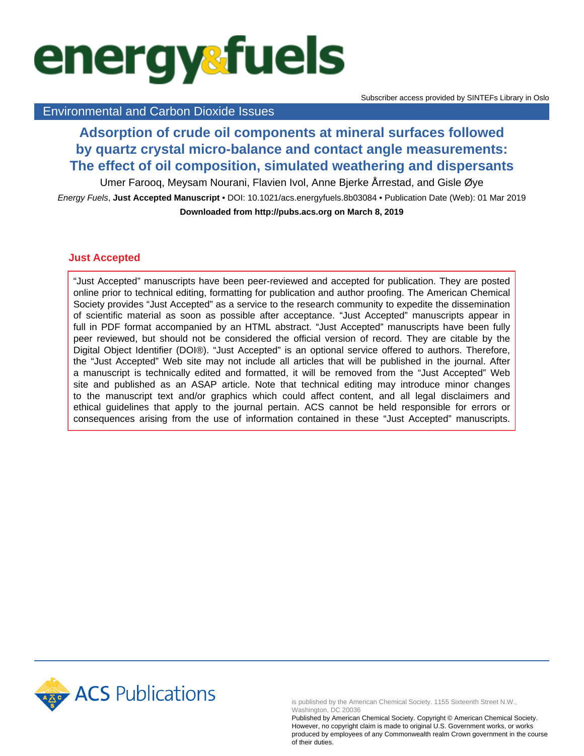energy&fuels

Subscriber access provided by SINTEFs Library in Oslo

Environmental and Carbon Dioxide Issues

# Adsorption of crude oil components at mineral surfaces followed by quartz crystal micro-balance and contact angle measurements: The effect of oil composition, simulated weathering and dispersants

Umer Farooq, Meysam Nourani, Flavien Ivol, Anne Bjerke Årrestad, and Gisle Øye

*Energy Fuels*, **Just Accepted Manuscript** • DOI: 10.1021/acs.energyfuels.8b03084 • Publication Date (Web): 01 Mar 2019

**Downloaded from http://pubs.acs.org on March 8, 2019**

## Just Accepted

"Just Accepted" manuscripts have been peer-reviewed and accepted for publication. They are posted online prior to technical editing, formatting for publication and author proofing. The American Chemical Society provides "Just Accepted" as a service to the research community to expedite the dissemination of scientific material as soon as possible after acceptance. "Just Accepted" manuscripts appear in full in PDF format accompanied by an HTML abstract. "Just Accepted" manuscripts have been fully peer reviewed, but should not be considered the official version of record. They are citable by the Digital Object Identifier (DOI®). "Just Accepted" is an optional service offered to authors. Therefore, the "Just Accepted" Web site may not include all articles that will be published in the journal. After a manuscript is technically edited and formatted, it will be removed from the "Just Accepted" Web site and published as an ASAP article. Note that technical editing may introduce minor changes to the manuscript text and/or graphics which could affect content, and all legal disclaimers and ethical guidelines that apply to the journal pertain. ACS cannot be held responsible for errors or consequences arising from the use of information contained in these "Just Accepted" manuscripts.

ACS Publications

is published by the American Chemical Society. 1155 Sixteenth Street N.W., Washington, DC 20036

Published by American Chemical Society. Copyright © American Chemical Society. However, no copyright claim is made to original U.S. Government works, or works produced by employees of any Commonwealth realm Crown government in the course of their duties.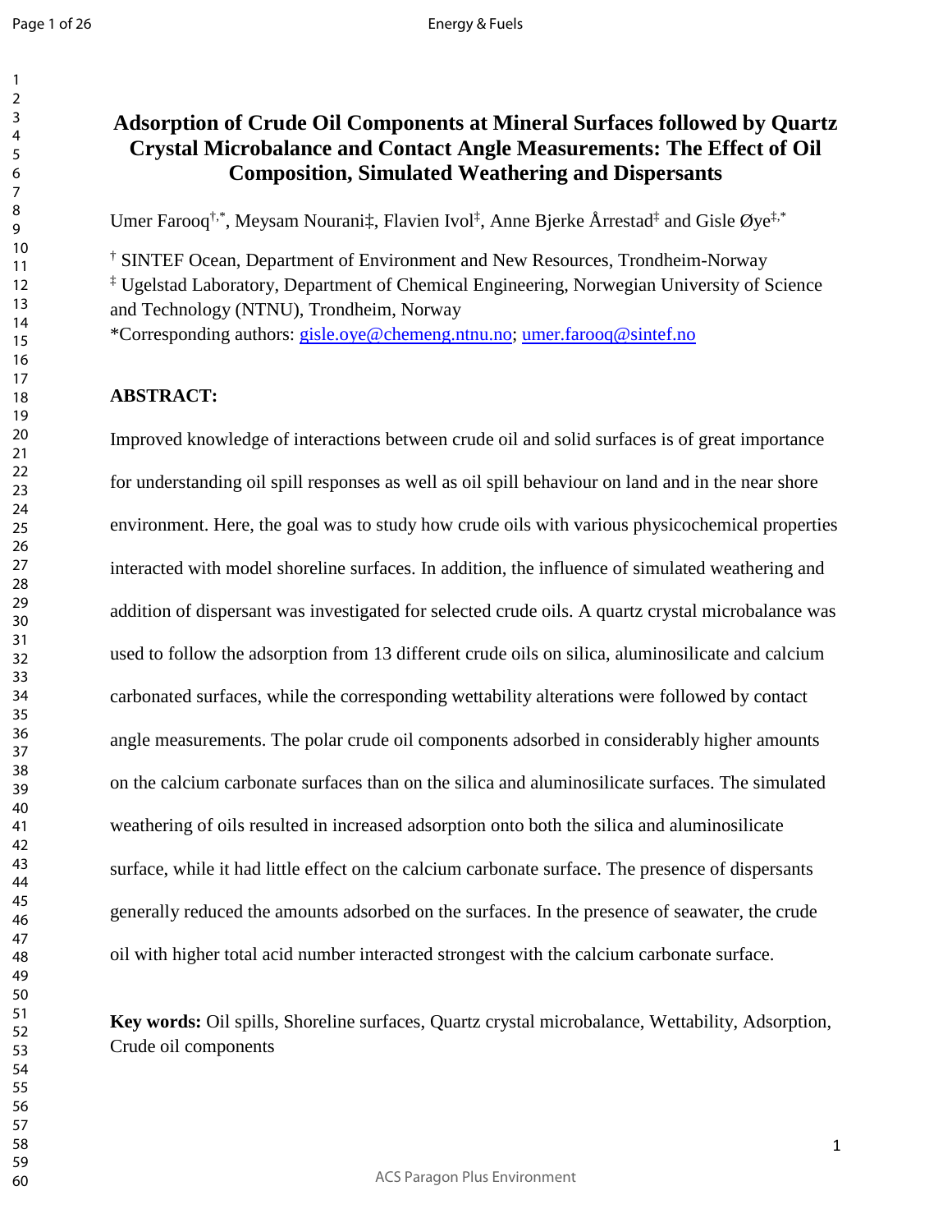# Adsorption of Crude Oil Components at Mineral Surfaces followed by Quartz Crystal Microbalance and Contact Angle Measurements: The Effect of Oil Composition, Simulated Weathering and Dispersants

Umer Farooq[†,*], Meysam Nourani[‡], Flavien Ivol[‡], Anne Bjerke Årrestad[‡] and Gisle Øye[‡,*]

[†] SINTEF Ocean, Department of Environment and New Resources, Trondheim-Norway

[‡] Ugelstad Laboratory, Department of Chemical Engineering, Norwegian University of Science and Technology (NTNU), Trondheim, Norway

*Corresponding authors: gisle.oye@chemeng.ntnu.no; umer.farooq@sintef.no

**ABSTRACT:**

Improved knowledge of interactions between crude oil and solid surfaces is of great importance for understanding oil spill responses as well as oil spill behaviour on land and in the near shore environment. Here, the goal was to study how crude oils with various physicochemical properties interacted with model shoreline surfaces. In addition, the influence of simulated weathering and addition of dispersant was investigated for selected crude oils. A quartz crystal microbalance was used to follow the adsorption from 13 different crude oils on silica, aluminosilicate and calcium carbonated surfaces, while the corresponding wettability alterations were followed by contact angle measurements. The polar crude oil components adsorbed in considerably higher amounts on the calcium carbonate surfaces than on the silica and aluminosilicate surfaces. The simulated weathering of oils resulted in increased adsorption onto both the silica and aluminosilicate surface, while it had little effect on the calcium carbonate surface. The presence of dispersants generally reduced the amounts adsorbed on the surfaces. In the presence of seawater, the crude oil with higher total acid number interacted strongest with the calcium carbonate surface.

**Key words:** Oil spills, Shoreline surfaces, Quartz crystal microbalance, Wettability, Adsorption, Crude oil components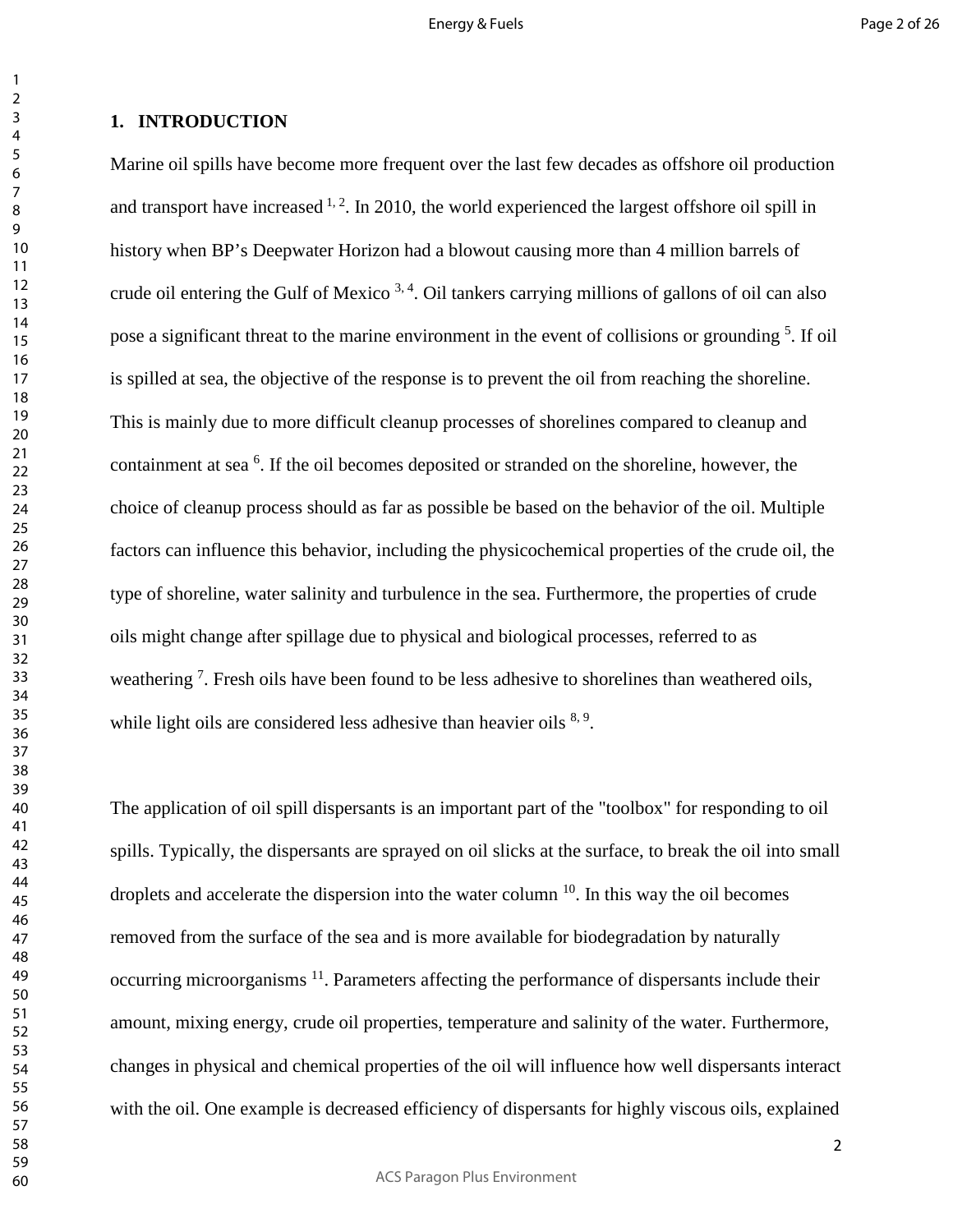## 1. INTRODUCTION

Marine oil spills have become more frequent over the last few decades as offshore oil production and transport have increased [1, 2]. In 2010, the world experienced the largest offshore oil spill in history when BP's Deepwater Horizon had a blowout causing more than 4 million barrels of crude oil entering the Gulf of Mexico [3, 4]. Oil tankers carrying millions of gallons of oil can also pose a significant threat to the marine environment in the event of collisions or grounding [5]. If oil is spilled at sea, the objective of the response is to prevent the oil from reaching the shoreline. This is mainly due to more difficult cleanup processes of shorelines compared to cleanup and containment at sea [6]. If the oil becomes deposited or stranded on the shoreline, however, the choice of cleanup process should as far as possible be based on the behavior of the oil. Multiple factors can influence this behavior, including the physicochemical properties of the crude oil, the type of shoreline, water salinity and turbulence in the sea. Furthermore, the properties of crude oils might change after spillage due to physical and biological processes, referred to as weathering [7]. Fresh oils have been found to be less adhesive to shorelines than weathered oils, while light oils are considered less adhesive than heavier oils [8, 9].

The application of oil spill dispersants is an important part of the "toolbox" for responding to oil spills. Typically, the dispersants are sprayed on oil slicks at the surface, to break the oil into small droplets and accelerate the dispersion into the water column [10]. In this way the oil becomes removed from the surface of the sea and is more available for biodegradation by naturally occurring microorganisms [11]. Parameters affecting the performance of dispersants include their amount, mixing energy, crude oil properties, temperature and salinity of the water. Furthermore, changes in physical and chemical properties of the oil will influence how well dispersants interact with the oil. One example is decreased efficiency of dispersants for highly viscous oils, explained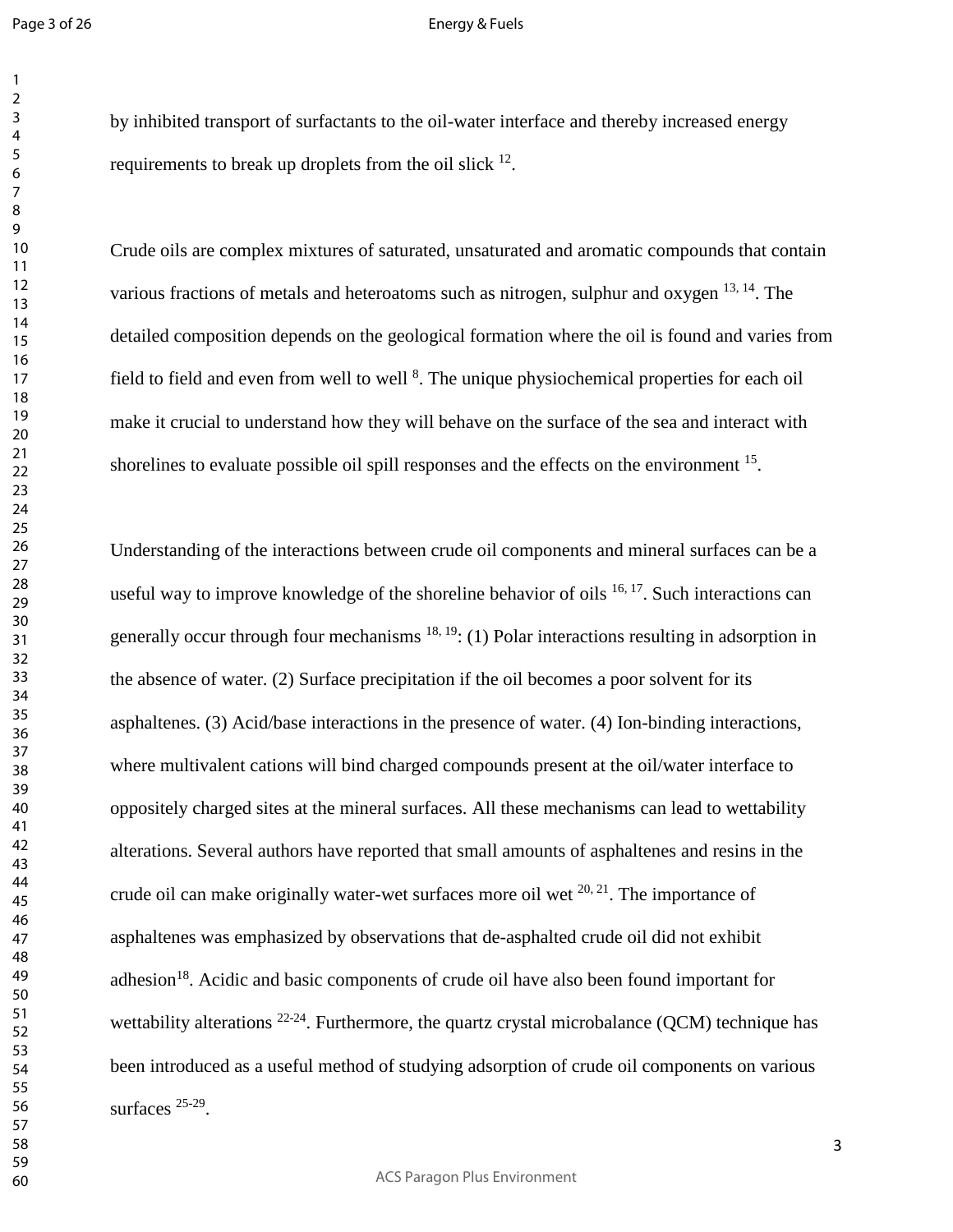by inhibited transport of surfactants to the oil-water interface and thereby increased energy requirements to break up droplets from the oil slick [12].

Crude oils are complex mixtures of saturated, unsaturated and aromatic compounds that contain various fractions of metals and heteroatoms such as nitrogen, sulphur and oxygen [13, 14]. The detailed composition depends on the geological formation where the oil is found and varies from field to field and even from well to well [8]. The unique physiochemical properties for each oil make it crucial to understand how they will behave on the surface of the sea and interact with shorelines to evaluate possible oil spill responses and the effects on the environment [15].

Understanding of the interactions between crude oil components and mineral surfaces can be a useful way to improve knowledge of the shoreline behavior of oils [16, 17]. Such interactions can generally occur through four mechanisms [18, 19]: (1) Polar interactions resulting in adsorption in the absence of water. (2) Surface precipitation if the oil becomes a poor solvent for its asphaltenes. (3) Acid/base interactions in the presence of water. (4) Ion-binding interactions, where multivalent cations will bind charged compounds present at the oil/water interface to oppositely charged sites at the mineral surfaces. All these mechanisms can lead to wettability alterations. Several authors have reported that small amounts of asphaltenes and resins in the crude oil can make originally water-wet surfaces more oil wet [20, 21]. The importance of asphaltenes was emphasized by observations that de-asphalted crude oil did not exhibit adhesion[18]. Acidic and basic components of crude oil have also been found important for wettability alterations [22-24]. Furthermore, the quartz crystal microbalance (QCM) technique has been introduced as a useful method of studying adsorption of crude oil components on various surfaces [25-29].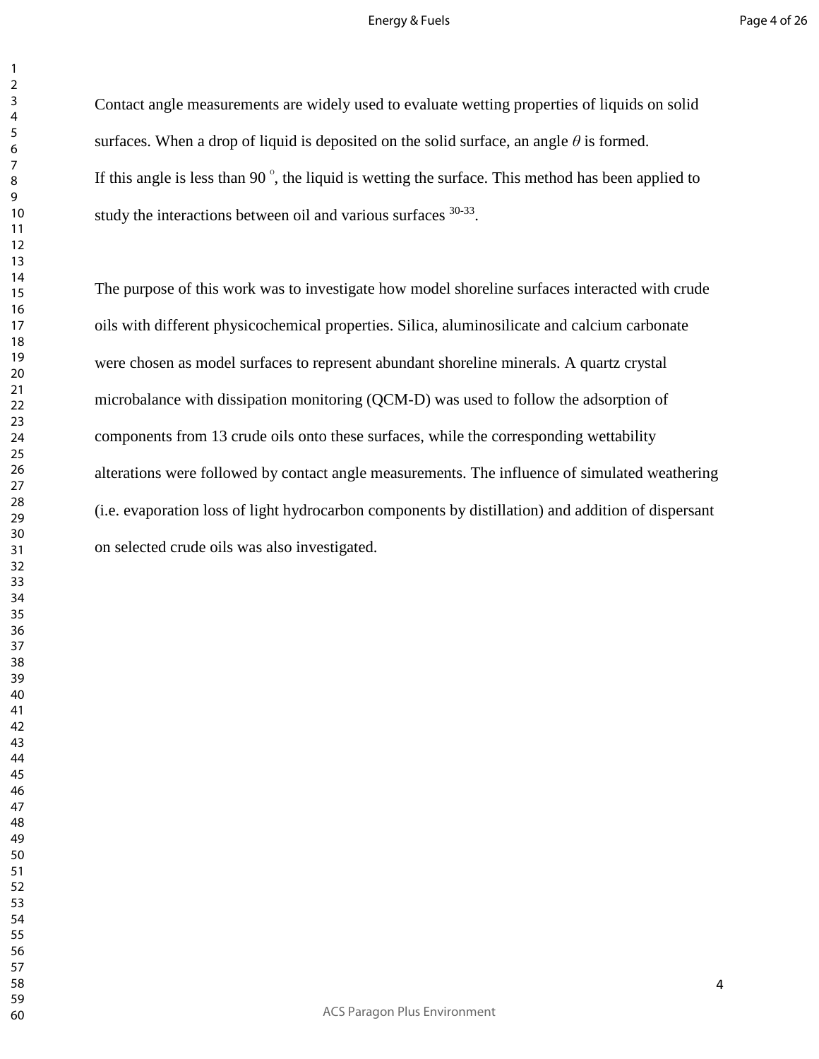Contact angle measurements are widely used to evaluate wetting properties of liquids on solid surfaces. When a drop of liquid is deposited on the solid surface, an angle $\theta$ is formed. If this angle is less than 90 $^{o}$, the liquid is wetting the surface. This method has been applied to study the interactions between oil and various surfaces [30-33].

The purpose of this work was to investigate how model shoreline surfaces interacted with crude oils with different physicochemical properties. Silica, aluminosilicate and calcium carbonate were chosen as model surfaces to represent abundant shoreline minerals. A quartz crystal microbalance with dissipation monitoring (QCM-D) was used to follow the adsorption of components from 13 crude oils onto these surfaces, while the corresponding wettability alterations were followed by contact angle measurements. The influence of simulated weathering (i.e. evaporation loss of light hydrocarbon components by distillation) and addition of dispersant on selected crude oils was also investigated.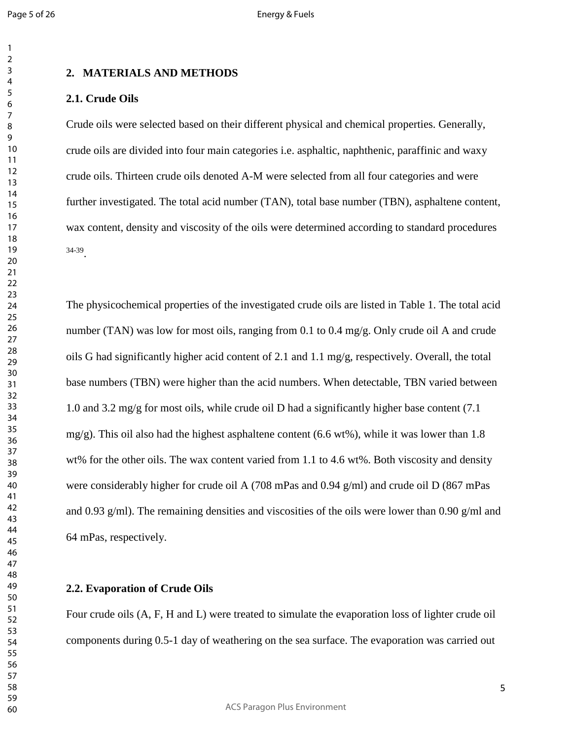## 2. MATERIALS AND METHODS

### 2.1. Crude Oils

Crude oils were selected based on their different physical and chemical properties. Generally, crude oils are divided into four main categories i.e. asphaltic, naphthenic, paraffinic and waxy crude oils. Thirteen crude oils denoted A-M were selected from all four categories and were further investigated. The total acid number (TAN), total base number (TBN), asphaltene content, wax content, density and viscosity of the oils were determined according to standard procedures [34-39].

The physicochemical properties of the investigated crude oils are listed in Table 1. The total acid number (TAN) was low for most oils, ranging from 0.1 to 0.4 mg/g. Only crude oil A and crude oils G had significantly higher acid content of 2.1 and 1.1 mg/g, respectively. Overall, the total base numbers (TBN) were higher than the acid numbers. When detectable, TBN varied between 1.0 and 3.2 mg/g for most oils, while crude oil D had a significantly higher base content (7.1 mg/g). This oil also had the highest asphaltene content (6.6 wt%), while it was lower than 1.8 wt% for the other oils. The wax content varied from 1.1 to 4.6 wt%. Both viscosity and density were considerably higher for crude oil A (708 mPas and 0.94 g/ml) and crude oil D (867 mPas and 0.93 g/ml). The remaining densities and viscosities of the oils were lower than 0.90 g/ml and 64 mPas, respectively.

### 2.2. Evaporation of Crude Oils

Four crude oils (A, F, H and L) were treated to simulate the evaporation loss of lighter crude oil components during 0.5-1 day of weathering on the sea surface. The evaporation was carried out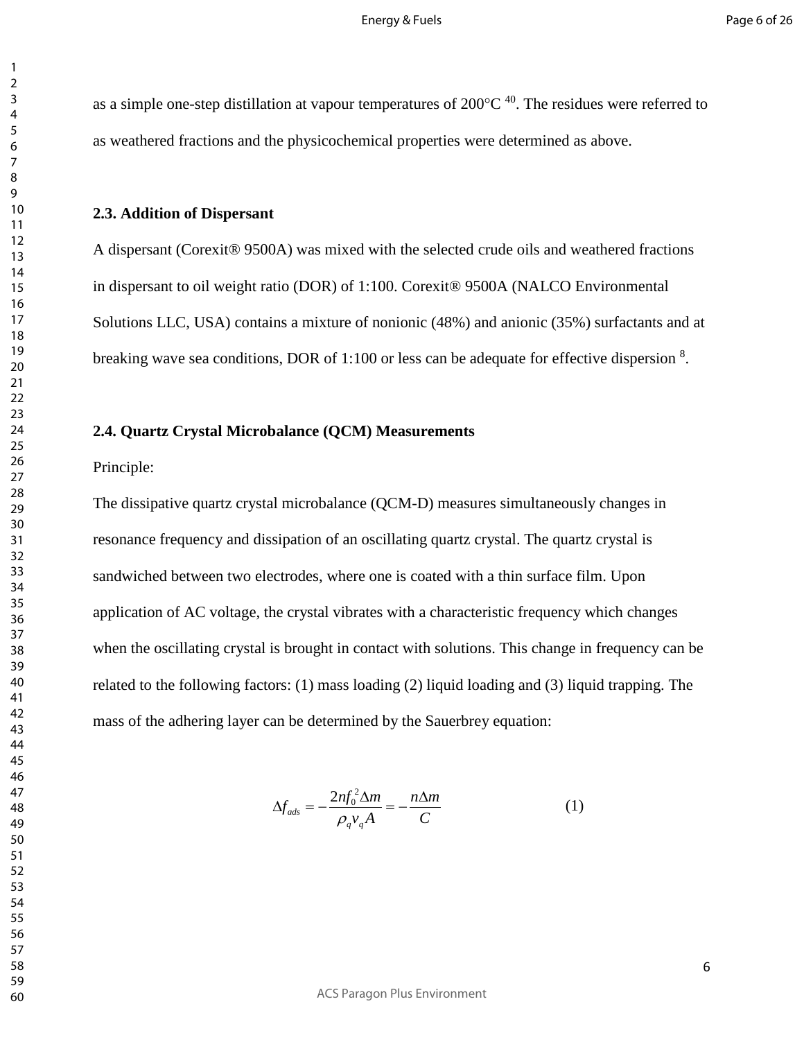as a simple one-step distillation at vapour temperatures of 200°C [40]. The residues were referred to as weathered fractions and the physicochemical properties were determined as above.

**2.3. Addition of Dispersant**

A dispersant (Corexit® 9500A) was mixed with the selected crude oils and weathered fractions in dispersant to oil weight ratio (DOR) of 1:100. Corexit® 9500A (NALCO Environmental Solutions LLC, USA) contains a mixture of nonionic (48%) and anionic (35%) surfactants and at breaking wave sea conditions, DOR of 1:100 or less can be adequate for effective dispersion [8].

**2.4. Quartz Crystal Microbalance (QCM) Measurements**

Principle:

The dissipative quartz crystal microbalance (QCM-D) measures simultaneously changes in resonance frequency and dissipation of an oscillating quartz crystal. The quartz crystal is sandwiched between two electrodes, where one is coated with a thin surface film. Upon application of AC voltage, the crystal vibrates with a characteristic frequency which changes when the oscillating crystal is brought in contact with solutions. This change in frequency can be related to the following factors: (1) mass loading (2) liquid loading and (3) liquid trapping. The mass of the adhering layer can be determined by the Sauerbrey equation:

$$\Delta f_{ads} = -\frac{2nf_0^2\Delta m}{\rho_q v_q A} = -\frac{n\Delta m}{C} \qquad (1)$$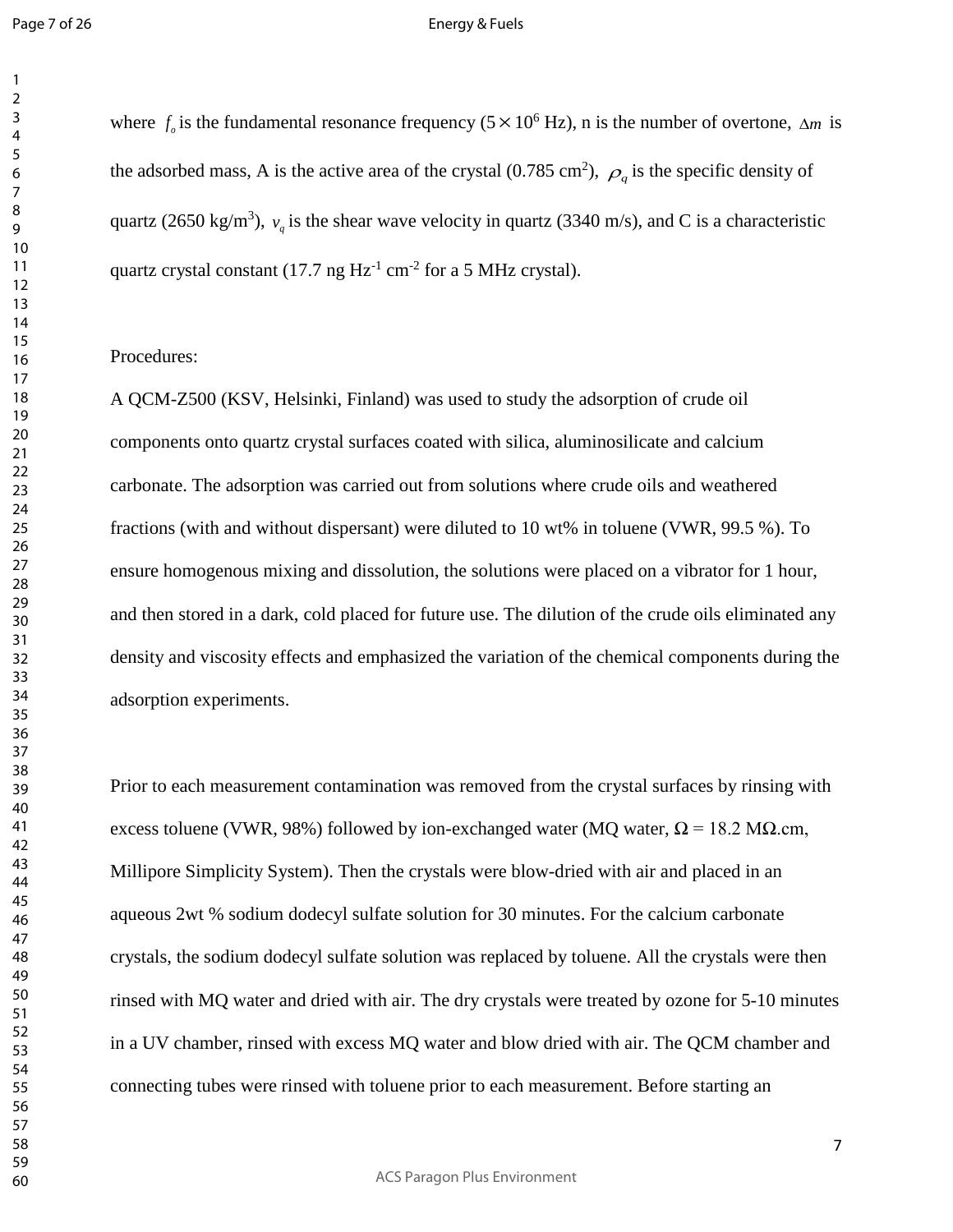where $f_o$ is the fundamental resonance frequency ($5 \times 10^6$ Hz), n is the number of overtone, $\Delta m$ is the adsorbed mass, A is the active area of the crystal (0.785 $cm^2$), $\rho_q$ is the specific density of quartz (2650 $kg/m^3$), $v_q$ is the shear wave velocity in quartz (3340 m/s), and C is a characteristic quartz crystal constant (17.7 ng $Hz^{-1}$ $cm^{-2}$ for a 5 MHz crystal).

Procedures:

A QCM-Z500 (KSV, Helsinki, Finland) was used to study the adsorption of crude oil components onto quartz crystal surfaces coated with silica, aluminosilicate and calcium carbonate. The adsorption was carried out from solutions where crude oils and weathered fractions (with and without dispersant) were diluted to 10 wt% in toluene (VWR, 99.5 %). To ensure homogenous mixing and dissolution, the solutions were placed on a vibrator for 1 hour, and then stored in a dark, cold placed for future use. The dilution of the crude oils eliminated any density and viscosity effects and emphasized the variation of the chemical components during the adsorption experiments.

Prior to each measurement contamination was removed from the crystal surfaces by rinsing with excess toluene (VWR, 98%) followed by ion-exchanged water (MQ water, $\Omega$ = 18.2 M$\Omega$.cm, Millipore Simplicity System). Then the crystals were blow-dried with air and placed in an aqueous 2wt % sodium dodecyl sulfate solution for 30 minutes. For the calcium carbonate crystals, the sodium dodecyl sulfate solution was replaced by toluene. All the crystals were then rinsed with MQ water and dried with air. The dry crystals were treated by ozone for 5-10 minutes in a UV chamber, rinsed with excess MQ water and blow dried with air. The QCM chamber and connecting tubes were rinsed with toluene prior to each measurement. Before starting an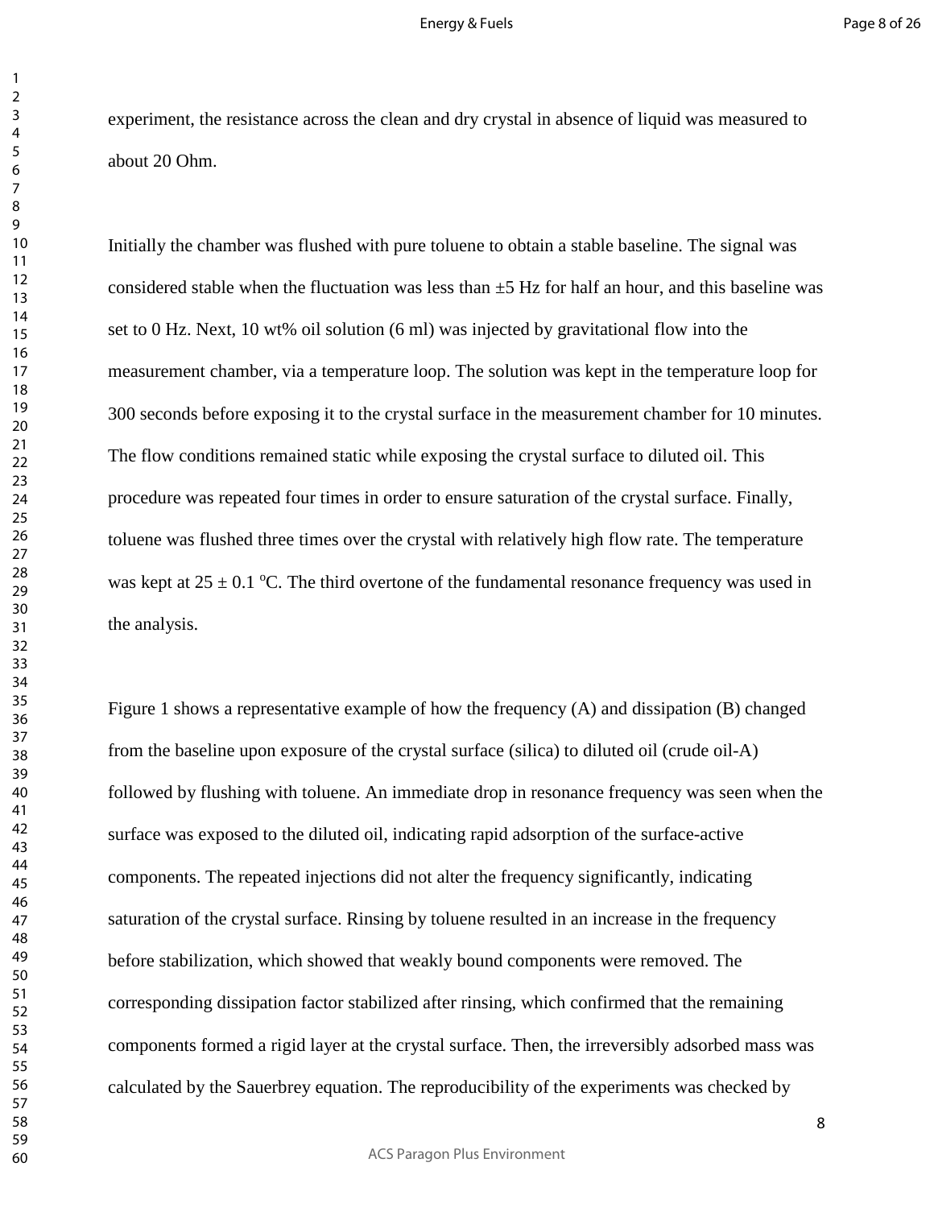experiment, the resistance across the clean and dry crystal in absence of liquid was measured to about 20 Ohm.

Initially the chamber was flushed with pure toluene to obtain a stable baseline. The signal was considered stable when the fluctuation was less than ±5 Hz for half an hour, and this baseline was set to 0 Hz. Next, 10 wt% oil solution (6 ml) was injected by gravitational flow into the measurement chamber, via a temperature loop. The solution was kept in the temperature loop for 300 seconds before exposing it to the crystal surface in the measurement chamber for 10 minutes. The flow conditions remained static while exposing the crystal surface to diluted oil. This procedure was repeated four times in order to ensure saturation of the crystal surface. Finally, toluene was flushed three times over the crystal with relatively high flow rate. The temperature was kept at $25 \pm 0.1$ $^{o}$C. The third overtone of the fundamental resonance frequency was used in the analysis.

Figure 1 shows a representative example of how the frequency (A) and dissipation (B) changed from the baseline upon exposure of the crystal surface (silica) to diluted oil (crude oil-A) followed by flushing with toluene. An immediate drop in resonance frequency was seen when the surface was exposed to the diluted oil, indicating rapid adsorption of the surface-active components. The repeated injections did not alter the frequency significantly, indicating saturation of the crystal surface. Rinsing by toluene resulted in an increase in the frequency before stabilization, which showed that weakly bound components were removed. The corresponding dissipation factor stabilized after rinsing, which confirmed that the remaining components formed a rigid layer at the crystal surface. Then, the irreversibly adsorbed mass was calculated by the Sauerbrey equation. The reproducibility of the experiments was checked by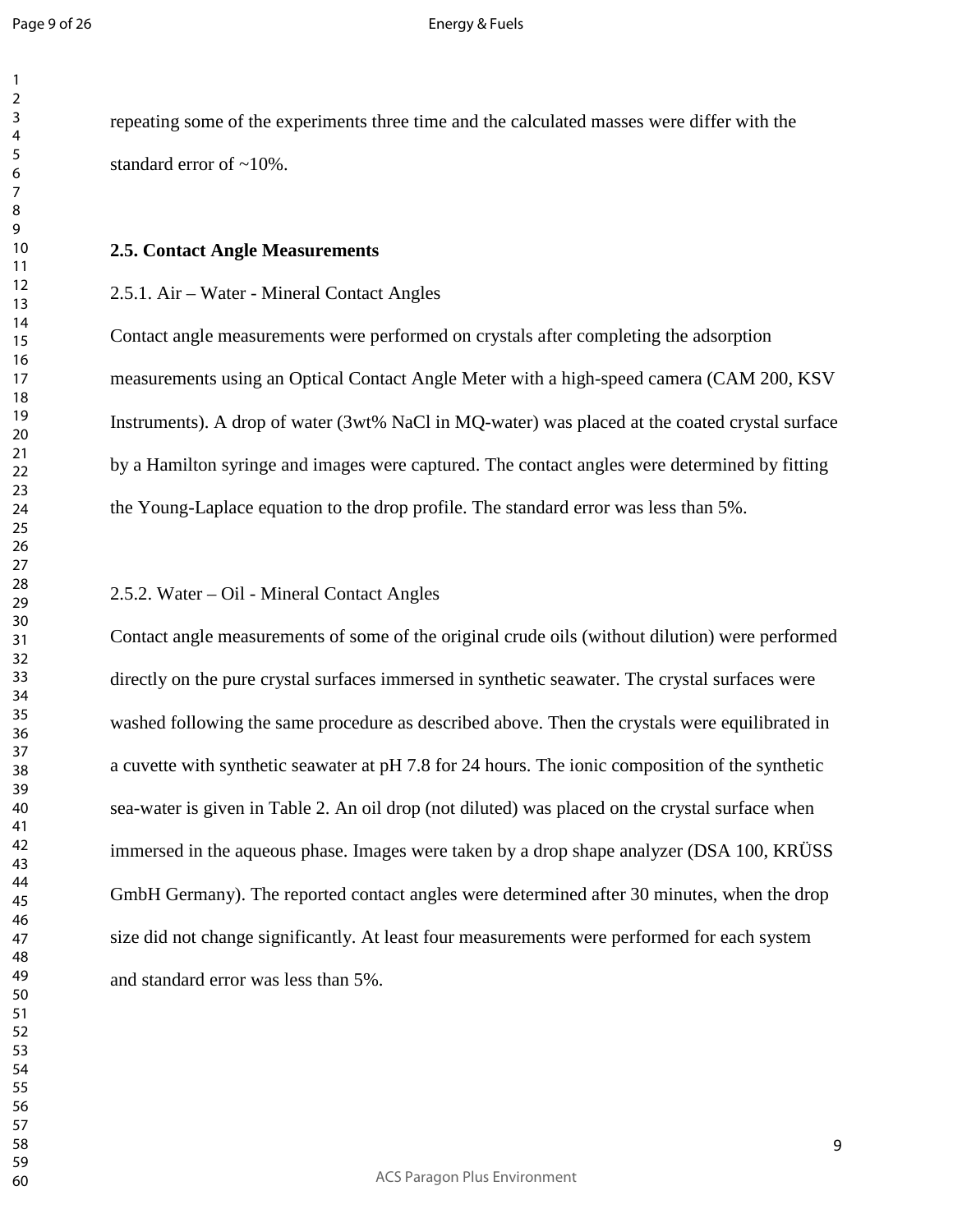repeating some of the experiments three time and the calculated masses were differ with the standard error of ~10%.

## 2.5. Contact Angle Measurements

### 2.5.1. Air – Water - Mineral Contact Angles

Contact angle measurements were performed on crystals after completing the adsorption measurements using an Optical Contact Angle Meter with a high-speed camera (CAM 200, KSV Instruments). A drop of water (3wt% NaCl in MQ-water) was placed at the coated crystal surface by a Hamilton syringe and images were captured. The contact angles were determined by fitting the Young-Laplace equation to the drop profile. The standard error was less than 5%.

### 2.5.2. Water – Oil - Mineral Contact Angles

Contact angle measurements of some of the original crude oils (without dilution) were performed directly on the pure crystal surfaces immersed in synthetic seawater. The crystal surfaces were washed following the same procedure as described above. Then the crystals were equilibrated in a cuvette with synthetic seawater at pH 7.8 for 24 hours. The ionic composition of the synthetic sea-water is given in Table 2. An oil drop (not diluted) was placed on the crystal surface when immersed in the aqueous phase. Images were taken by a drop shape analyzer (DSA 100, KRÜSS GmbH Germany). The reported contact angles were determined after 30 minutes, when the drop size did not change significantly. At least four measurements were performed for each system and standard error was less than 5%.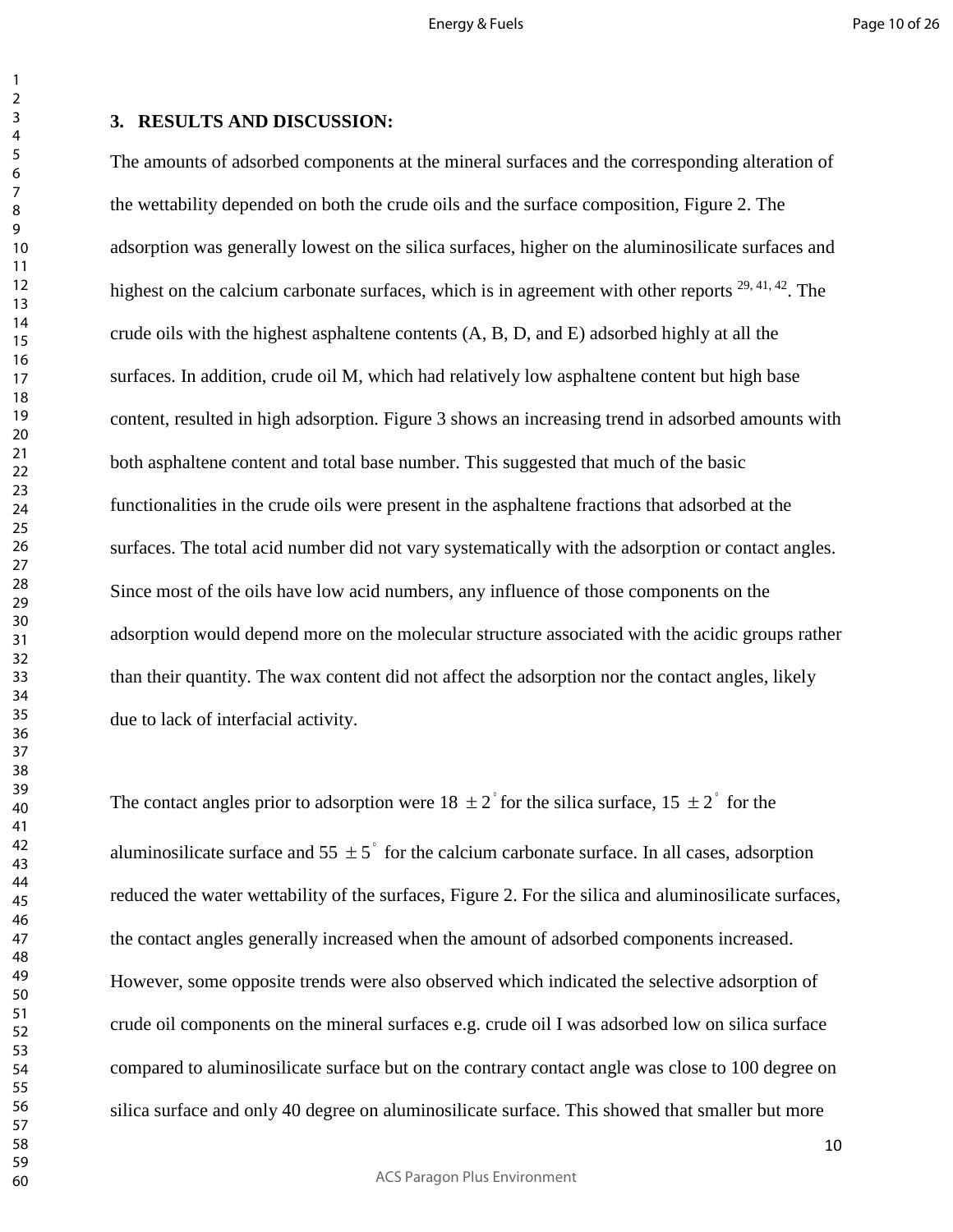## 3. RESULTS AND DISCUSSION:

The amounts of adsorbed components at the mineral surfaces and the corresponding alteration of the wettability depended on both the crude oils and the surface composition, Figure 2. The adsorption was generally lowest on the silica surfaces, higher on the aluminosilicate surfaces and highest on the calcium carbonate surfaces, which is in agreement with other reports [29, 41, 42]. The crude oils with the highest asphaltene contents (A, B, D, and E) adsorbed highly at all the surfaces. In addition, crude oil M, which had relatively low asphaltene content but high base content, resulted in high adsorption. Figure 3 shows an increasing trend in adsorbed amounts with both asphaltene content and total base number. This suggested that much of the basic functionalities in the crude oils were present in the asphaltene fractions that adsorbed at the surfaces. The total acid number did not vary systematically with the adsorption or contact angles. Since most of the oils have low acid numbers, any influence of those components on the adsorption would depend more on the molecular structure associated with the acidic groups rather than their quantity. The wax content did not affect the adsorption nor the contact angles, likely due to lack of interfacial activity.

The contact angles prior to adsorption were $18 \pm 2^{\circ}$ for the silica surface, $15 \pm 2^{\circ}$ for the aluminosilicate surface and $55 \pm 5^{\circ}$ for the calcium carbonate surface. In all cases, adsorption reduced the water wettability of the surfaces, Figure 2. For the silica and aluminosilicate surfaces, the contact angles generally increased when the amount of adsorbed components increased. However, some opposite trends were also observed which indicated the selective adsorption of crude oil components on the mineral surfaces e.g. crude oil I was adsorbed low on silica surface compared to aluminosilicate surface but on the contrary contact angle was close to 100 degree on silica surface and only 40 degree on aluminosilicate surface. This showed that smaller but more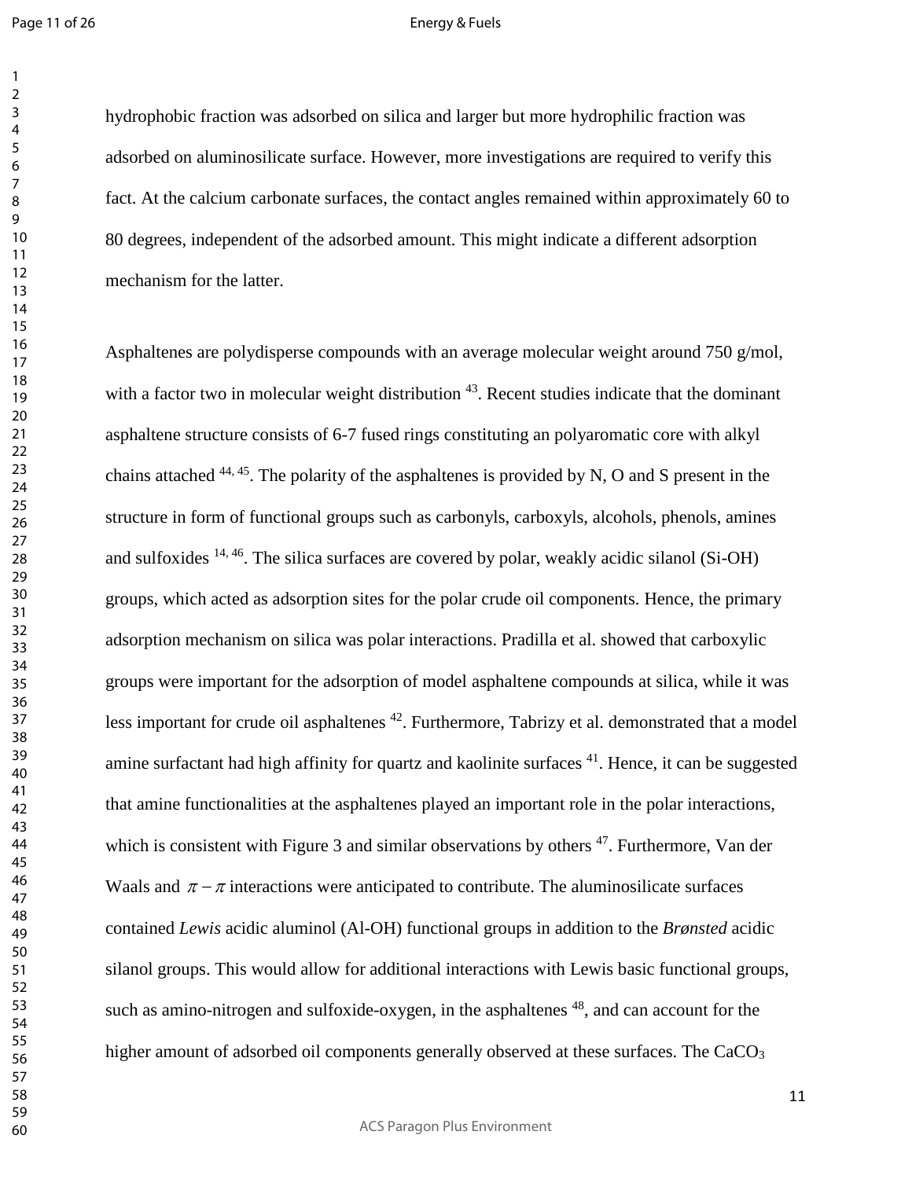hydrophobic fraction was adsorbed on silica and larger but more hydrophilic fraction was adsorbed on aluminosilicate surface. However, more investigations are required to verify this fact. At the calcium carbonate surfaces, the contact angles remained within approximately 60 to 80 degrees, independent of the adsorbed amount. This might indicate a different adsorption mechanism for the latter.

Asphaltenes are polydisperse compounds with an average molecular weight around 750 g/mol, with a factor two in molecular weight distribution [43]. Recent studies indicate that the dominant asphaltene structure consists of 6-7 fused rings constituting an polyaromatic core with alkyl chains attached [44, 45]. The polarity of the asphaltenes is provided by N, O and S present in the structure in form of functional groups such as carbonyls, carboxyls, alcohols, phenols, amines and sulfoxides [14, 46]. The silica surfaces are covered by polar, weakly acidic silanol (Si-OH) groups, which acted as adsorption sites for the polar crude oil components. Hence, the primary adsorption mechanism on silica was polar interactions. Pradilla et al. showed that carboxylic groups were important for the adsorption of model asphaltene compounds at silica, while it was less important for crude oil asphaltenes [42]. Furthermore, Tabrizy et al. demonstrated that a model amine surfactant had high affinity for quartz and kaolinite surfaces [41]. Hence, it can be suggested that amine functionalities at the asphaltenes played an important role in the polar interactions, which is consistent with Figure 3 and similar observations by others [47]. Furthermore, Van der Waals and $\pi-\pi$ interactions were anticipated to contribute. The aluminosilicate surfaces contained *Lewis* acidic aluminol (Al-OH) functional groups in addition to the *Brønsted* acidic silanol groups. This would allow for additional interactions with Lewis basic functional groups, such as amino-nitrogen and sulfoxide-oxygen, in the asphaltenes [48], and can account for the higher amount of adsorbed oil components generally observed at these surfaces. The $CaCO_3$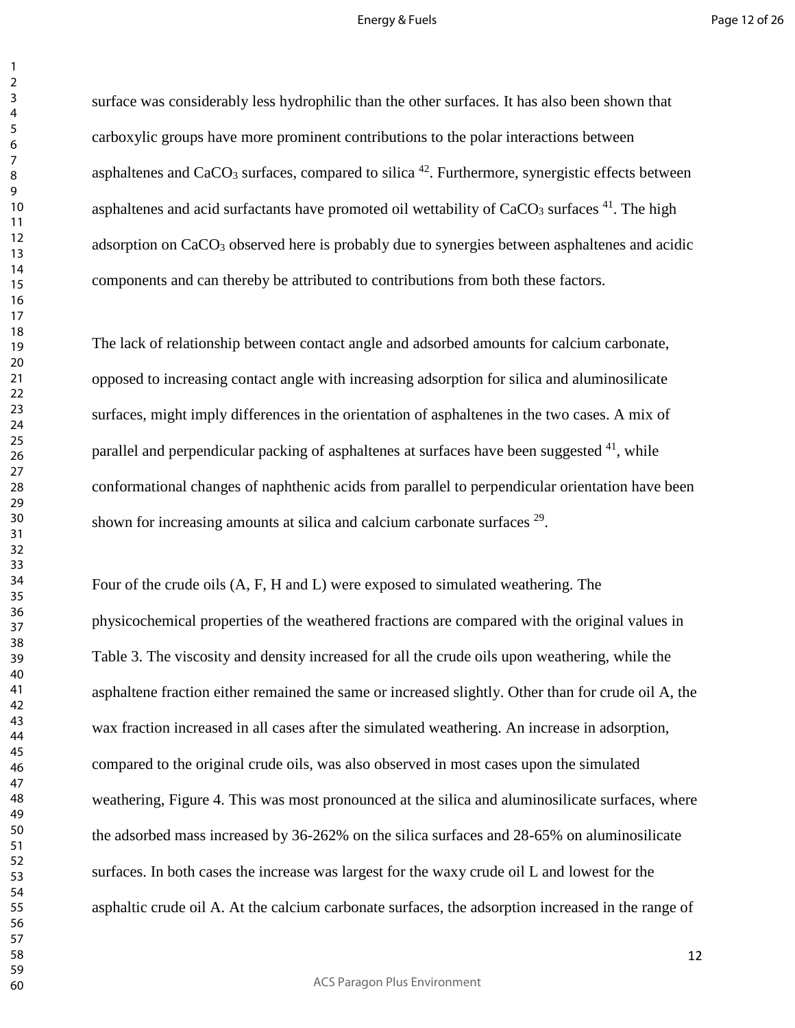surface was considerably less hydrophilic than the other surfaces. It has also been shown that carboxylic groups have more prominent contributions to the polar interactions between asphaltenes and $CaCO_3$ surfaces, compared to silica [42]. Furthermore, synergistic effects between asphaltenes and acid surfactants have promoted oil wettability of $CaCO_3$ surfaces [41]. The high adsorption on $CaCO_3$ observed here is probably due to synergies between asphaltenes and acidic components and can thereby be attributed to contributions from both these factors.

The lack of relationship between contact angle and adsorbed amounts for calcium carbonate, opposed to increasing contact angle with increasing adsorption for silica and aluminosilicate surfaces, might imply differences in the orientation of asphaltenes in the two cases. A mix of parallel and perpendicular packing of asphaltenes at surfaces have been suggested [41], while conformational changes of naphthenic acids from parallel to perpendicular orientation have been shown for increasing amounts at silica and calcium carbonate surfaces [29].

Four of the crude oils (A, F, H and L) were exposed to simulated weathering. The physicochemical properties of the weathered fractions are compared with the original values in Table 3. The viscosity and density increased for all the crude oils upon weathering, while the asphaltene fraction either remained the same or increased slightly. Other than for crude oil A, the wax fraction increased in all cases after the simulated weathering. An increase in adsorption, compared to the original crude oils, was also observed in most cases upon the simulated weathering, Figure 4. This was most pronounced at the silica and aluminosilicate surfaces, where the adsorbed mass increased by 36-262% on the silica surfaces and 28-65% on aluminosilicate surfaces. In both cases the increase was largest for the waxy crude oil L and lowest for the asphaltic crude oil A. At the calcium carbonate surfaces, the adsorption increased in the range of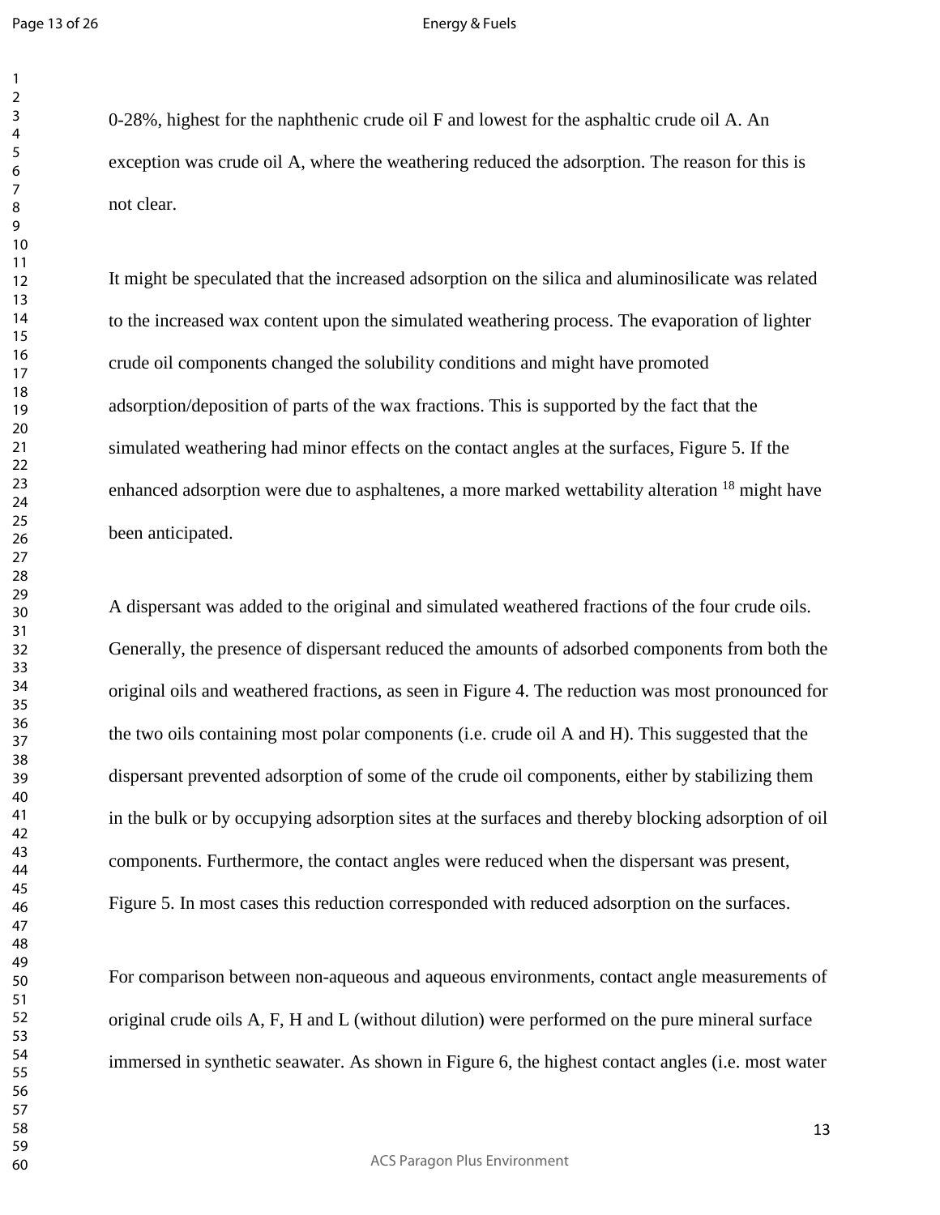0-28%, highest for the naphthenic crude oil F and lowest for the asphaltic crude oil A. An exception was crude oil A, where the weathering reduced the adsorption. The reason for this is not clear.

It might be speculated that the increased adsorption on the silica and aluminosilicate was related to the increased wax content upon the simulated weathering process. The evaporation of lighter crude oil components changed the solubility conditions and might have promoted adsorption/deposition of parts of the wax fractions. This is supported by the fact that the simulated weathering had minor effects on the contact angles at the surfaces, Figure 5. If the enhanced adsorption were due to asphaltenes, a more marked wettability alteration [18] might have been anticipated.

A dispersant was added to the original and simulated weathered fractions of the four crude oils. Generally, the presence of dispersant reduced the amounts of adsorbed components from both the original oils and weathered fractions, as seen in Figure 4. The reduction was most pronounced for the two oils containing most polar components (i.e. crude oil A and H). This suggested that the dispersant prevented adsorption of some of the crude oil components, either by stabilizing them in the bulk or by occupying adsorption sites at the surfaces and thereby blocking adsorption of oil components. Furthermore, the contact angles were reduced when the dispersant was present, Figure 5. In most cases this reduction corresponded with reduced adsorption on the surfaces.

For comparison between non-aqueous and aqueous environments, contact angle measurements of original crude oils A, F, H and L (without dilution) were performed on the pure mineral surface immersed in synthetic seawater. As shown in Figure 6, the highest contact angles (i.e. most water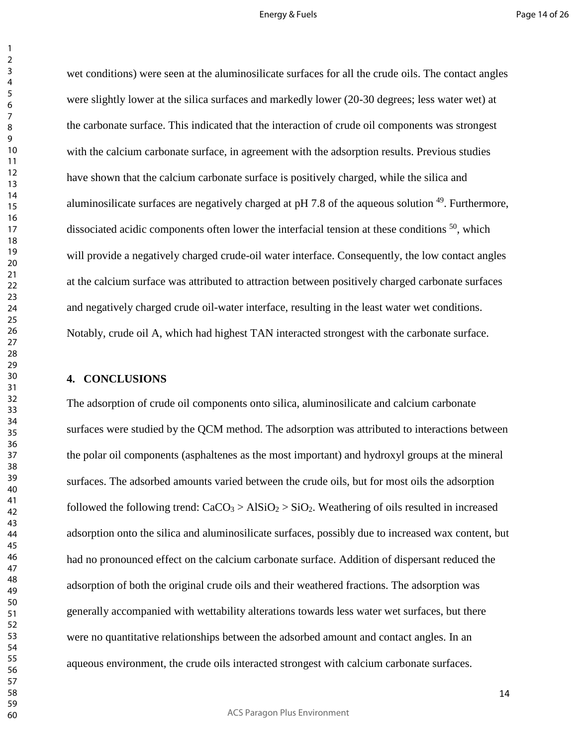wet conditions) were seen at the aluminosilicate surfaces for all the crude oils. The contact angles were slightly lower at the silica surfaces and markedly lower (20-30 degrees; less water wet) at the carbonate surface. This indicated that the interaction of crude oil components was strongest with the calcium carbonate surface, in agreement with the adsorption results. Previous studies have shown that the calcium carbonate surface is positively charged, while the silica and aluminosilicate surfaces are negatively charged at pH 7.8 of the aqueous solution [49]. Furthermore, dissociated acidic components often lower the interfacial tension at these conditions [50], which will provide a negatively charged crude-oil water interface. Consequently, the low contact angles at the calcium surface was attributed to attraction between positively charged carbonate surfaces and negatively charged crude oil-water interface, resulting in the least water wet conditions. Notably, crude oil A, which had highest TAN interacted strongest with the carbonate surface.

## 4. CONCLUSIONS

The adsorption of crude oil components onto silica, aluminosilicate and calcium carbonate surfaces were studied by the QCM method. The adsorption was attributed to interactions between the polar oil components (asphaltenes as the most important) and hydroxyl groups at the mineral surfaces. The adsorbed amounts varied between the crude oils, but for most oils the adsorption followed the following trend: $CaCO_3$ > $AlSiO_2$ > $SiO_2$. Weathering of oils resulted in increased adsorption onto the silica and aluminosilicate surfaces, possibly due to increased wax content, but had no pronounced effect on the calcium carbonate surface. Addition of dispersant reduced the adsorption of both the original crude oils and their weathered fractions. The adsorption was generally accompanied with wettability alterations towards less water wet surfaces, but there were no quantitative relationships between the adsorbed amount and contact angles. In an aqueous environment, the crude oils interacted strongest with calcium carbonate surfaces.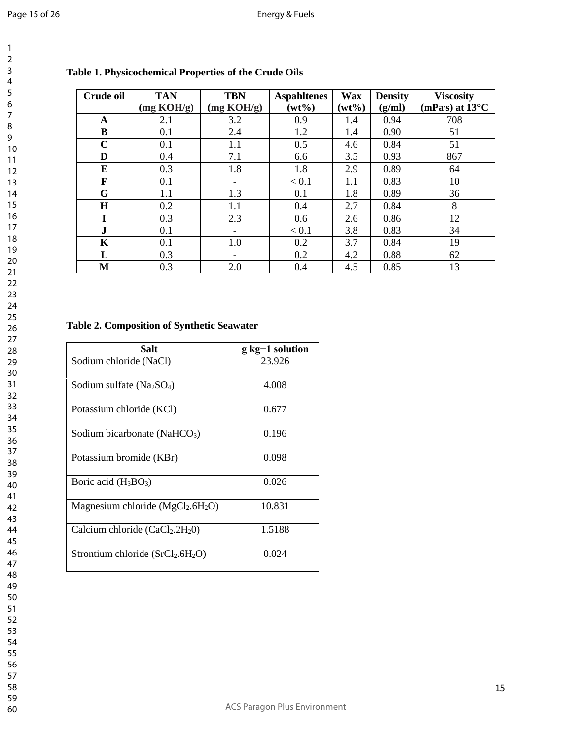**Table 1. Physicochemical Properties of the Crude Oils**

| Crude oil | TAN (mg KOH/g) | TBN (mg KOH/g) | Aspahltenes (wt%) | Wax (wt%) | Density (g/ml) | Viscosity (mPa·s) at 13°C |
|---|---|---|---|---|---|---|
| **A** | 2.1 | 3.2 | 0.9 | 1.4 | 0.94 | 708 |
| **B** | 0.1 | 2.4 | 1.2 | 1.4 | 0.90 | 51 |
| **C** | 0.1 | 1.1 | 0.5 | 4.6 | 0.84 | 51 |
| **D** | 0.4 | 7.1 | 6.6 | 3.5 | 0.93 | 867 |
| **E** | 0.3 | 1.8 | 1.8 | 2.9 | 0.89 | 64 |
| **F** | 0.1 | - | < 0.1 | 1.1 | 0.83 | 10 |
| **G** | 1.1 | 1.3 | 0.1 | 1.8 | 0.89 | 36 |
| **H** | 0.2 | 1.1 | 0.4 | 2.7 | 0.84 | 8 |
| **I** | 0.3 | 2.3 | 0.6 | 2.6 | 0.86 | 12 |
| **J** | 0.1 | - | < 0.1 | 3.8 | 0.83 | 34 |
| **K** | 0.1 | 1.0 | 0.2 | 3.7 | 0.84 | 19 |
| **L** | 0.3 | - | 0.2 | 4.2 | 0.88 | 62 |
| **M** | 0.3 | 2.0 | 0.4 | 4.5 | 0.85 | 13 |

**Table 2. Composition of Synthetic Seawater**

| Salt | g kg−1 solution |
|---|---|
| Sodium chloride (NaCl) | 23.926 |
| Sodium sulfate ($Na_2SO_4$) | 4.008 |
| Potassium chloride (KCl) | 0.677 |
| Sodium bicarbonate ($NaHCO_3$) | 0.196 |
| Potassium bromide (KBr) | 0.098 |
| Boric acid ($H_3BO_3$) | 0.026 |
| Magnesium chloride ($MgCl_2.6H_2O$) | 10.831 |
| Calcium chloride ($CaCl_2.2H_20$) | 1.5188 |
| Strontium chloride ($SrCl_2.6H_2O$) | 0.024 |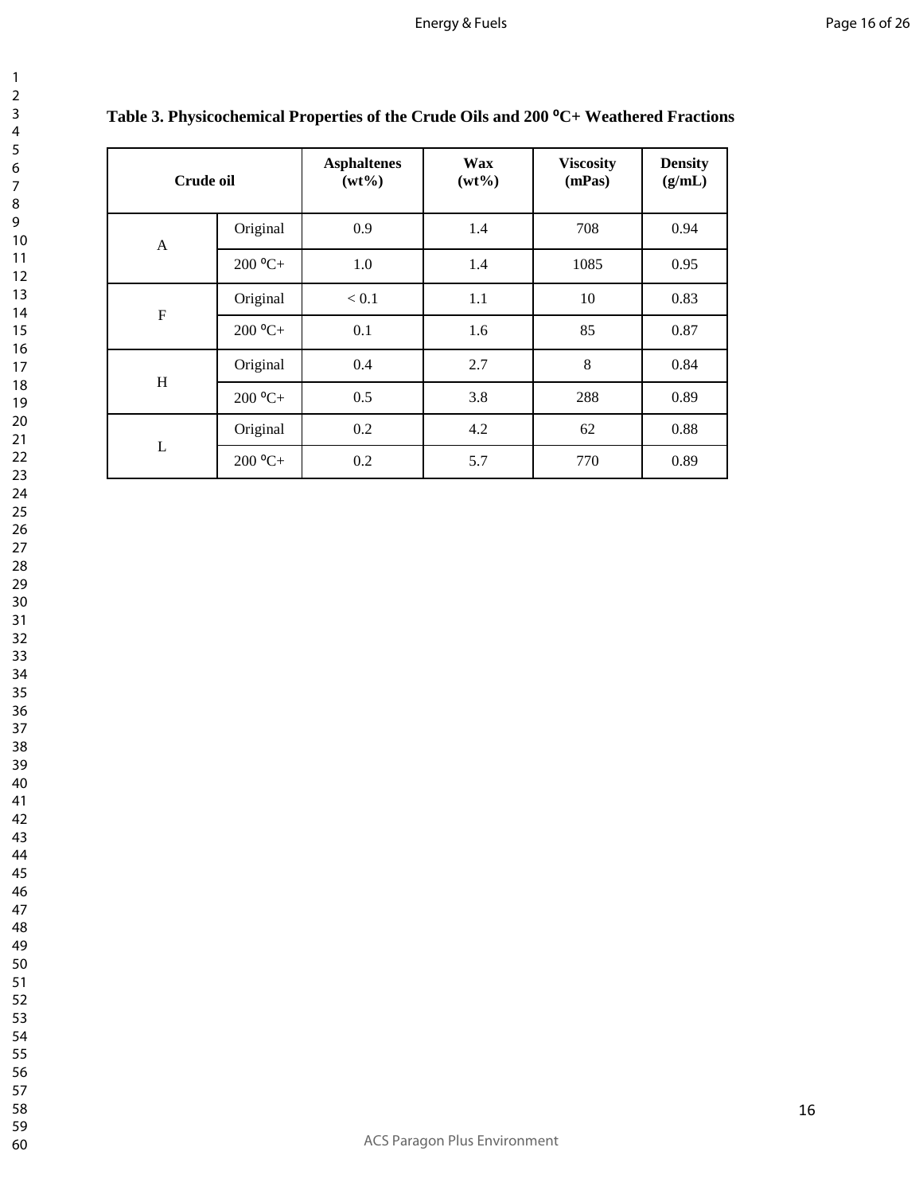**Table 3. Physicochemical Properties of the Crude Oils and 200 ⁰C+ Weathered Fractions**

| Crude oil | | Asphaltenes (wt%) | Wax (wt%) | Viscosity (mPas) | Density (g/mL) |
|---|---|---|---|---|---|
| A | Original | 0.9 | 1.4 | 708 | 0.94 |
| | 200 ⁰C+ | 1.0 | 1.4 | 1085 | 0.95 |
| F | Original | < 0.1 | 1.1 | 10 | 0.83 |
| | 200 ⁰C+ | 0.1 | 1.6 | 85 | 0.87 |
| H | Original | 0.4 | 2.7 | 8 | 0.84 |
| | 200 ⁰C+ | 0.5 | 3.8 | 288 | 0.89 |
| L | Original | 0.2 | 4.2 | 62 | 0.88 |
| | 200 ⁰C+ | 0.2 | 5.7 | 770 | 0.89 |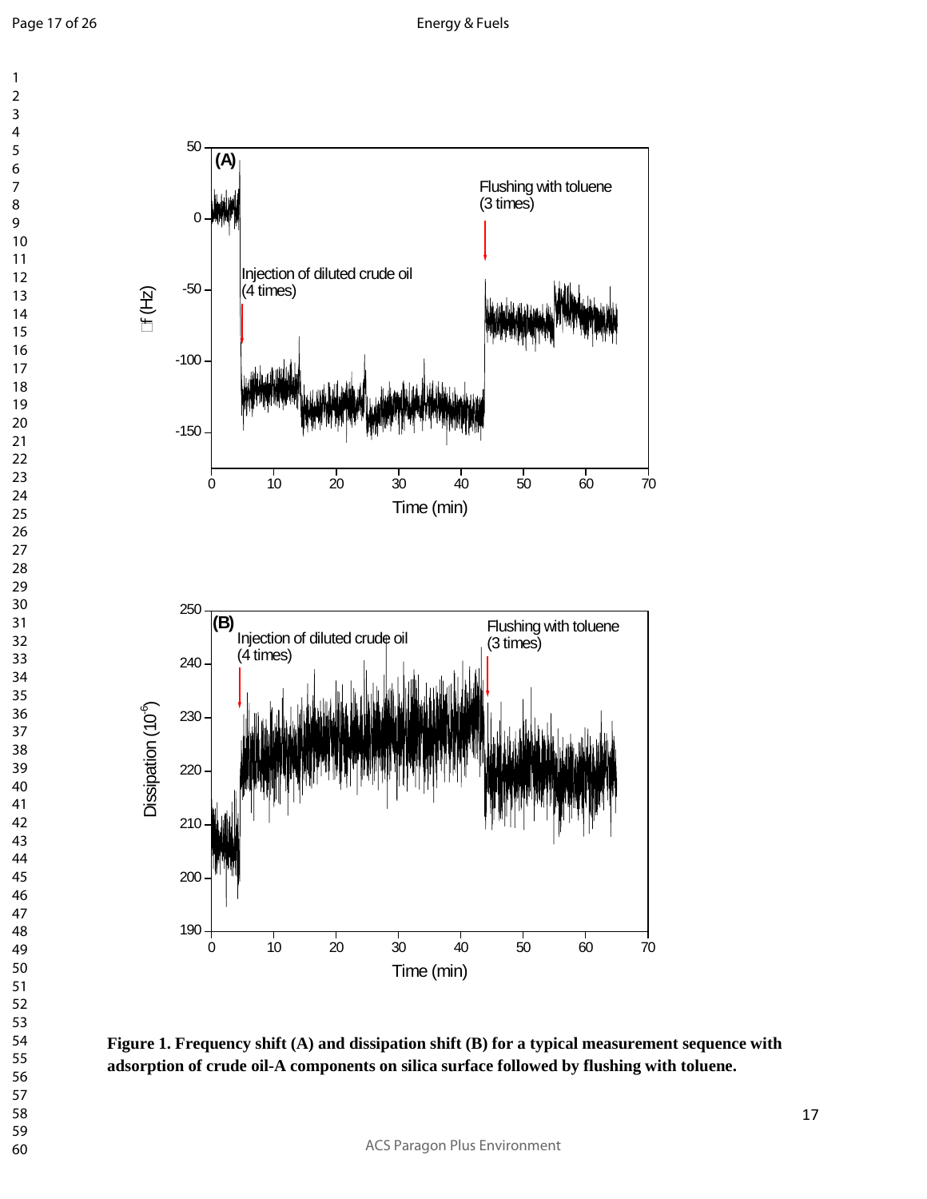**Figure 1. Frequency shift (A) and dissipation shift (B) for a typical measurement sequence with adsorption of crude oil-A components on silica surface followed by flushing with toluene.**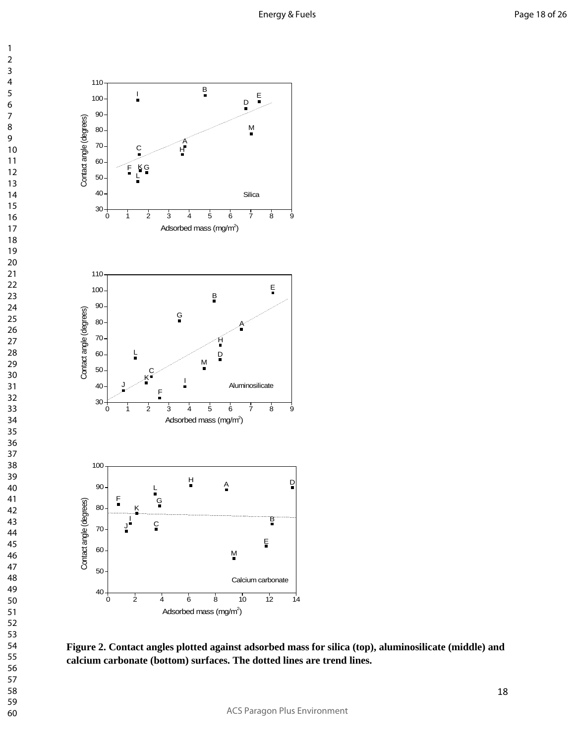**Figure 2. Contact angles plotted against adsorbed mass for silica (top), aluminosilicate (middle) and calcium carbonate (bottom) surfaces. The dotted lines are trend lines.**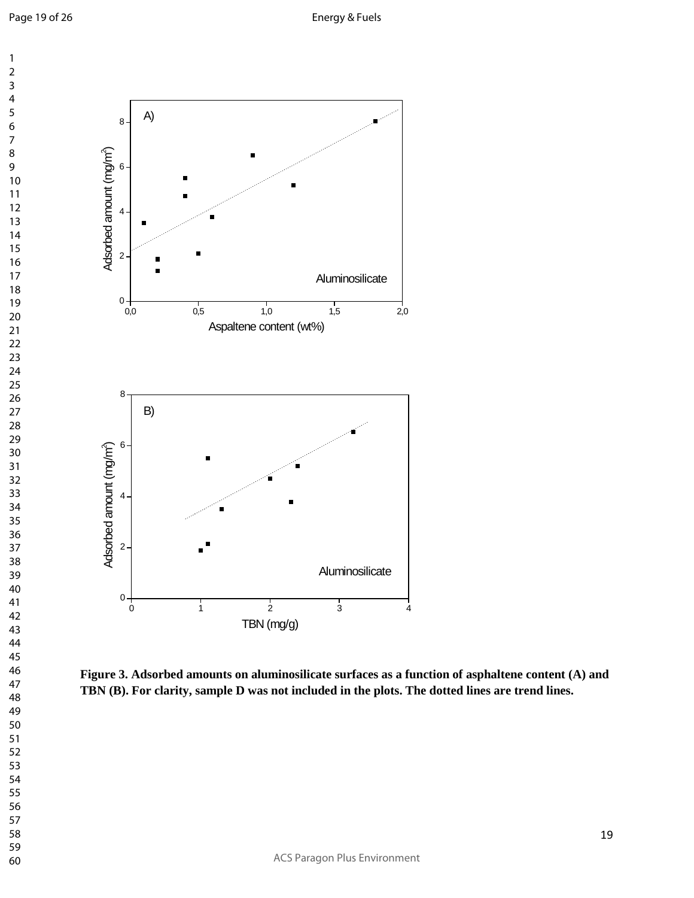**Figure 3. Adsorbed amounts on aluminosilicate surfaces as a function of asphaltene content (A) and TBN (B). For clarity, sample D was not included in the plots. The dotted lines are trend lines.**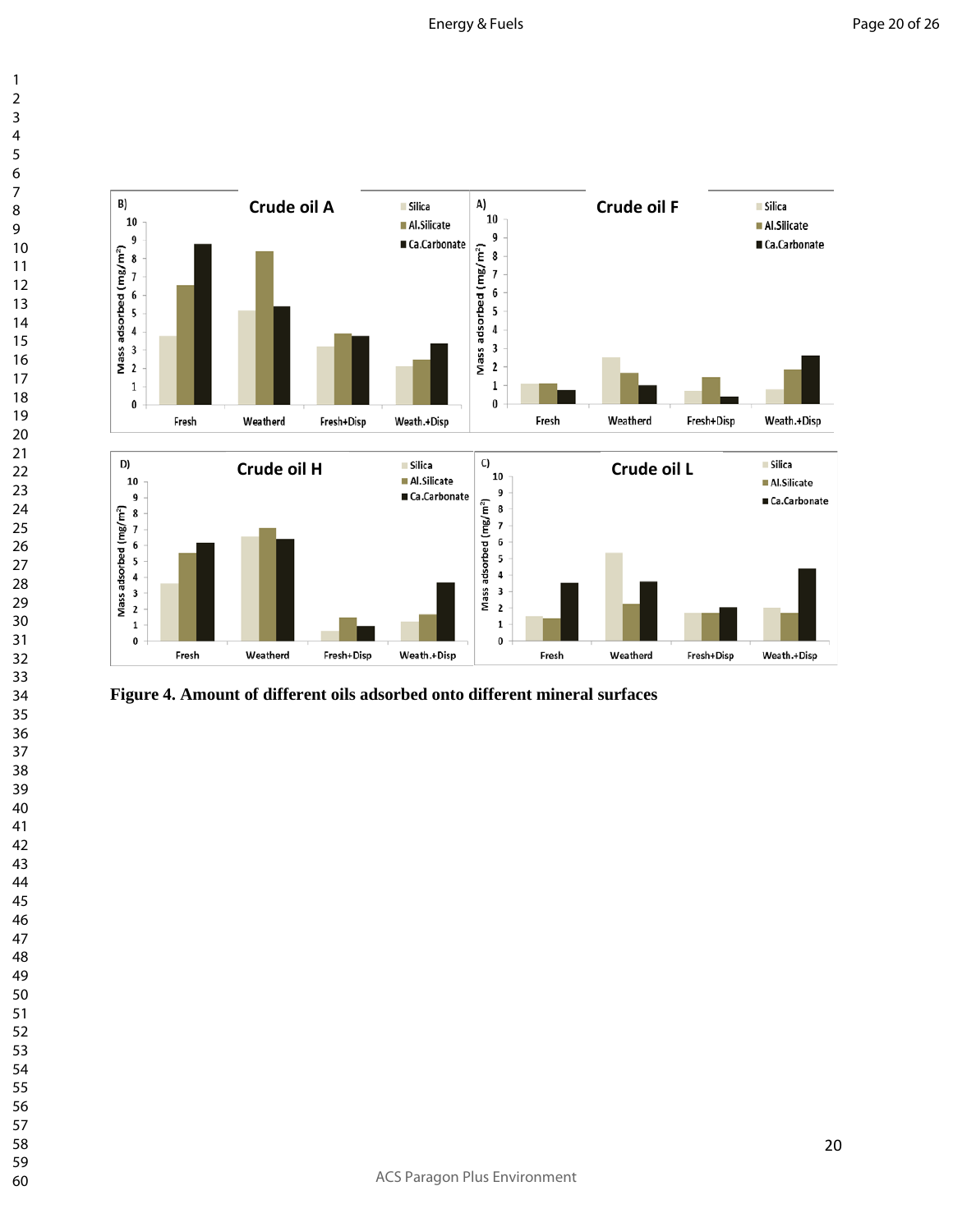Figure 4. Amount of different oils adsorbed onto different mineral surfaces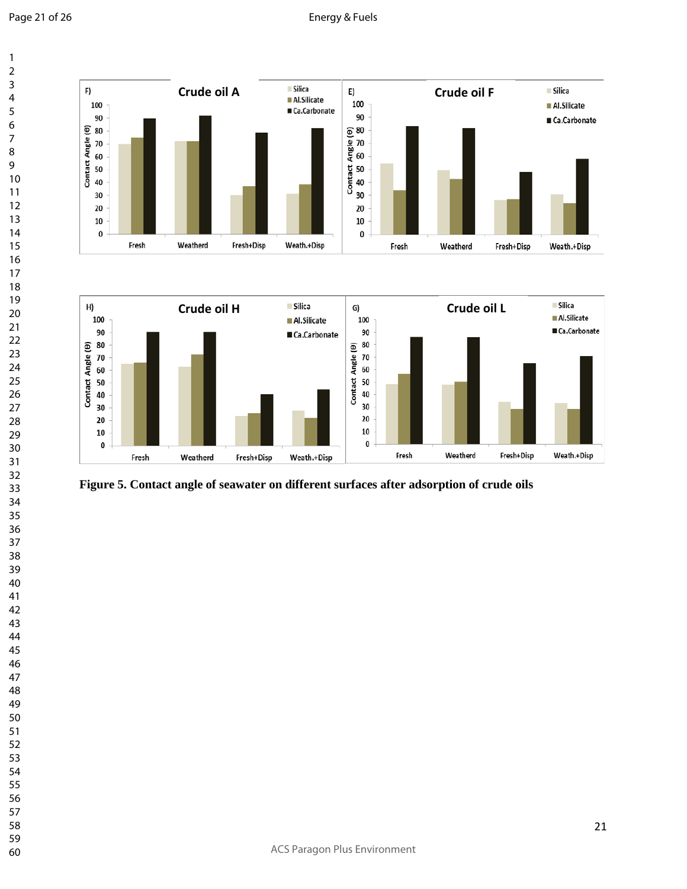Figure 5. Contact angle of seawater on different surfaces after adsorption of crude oils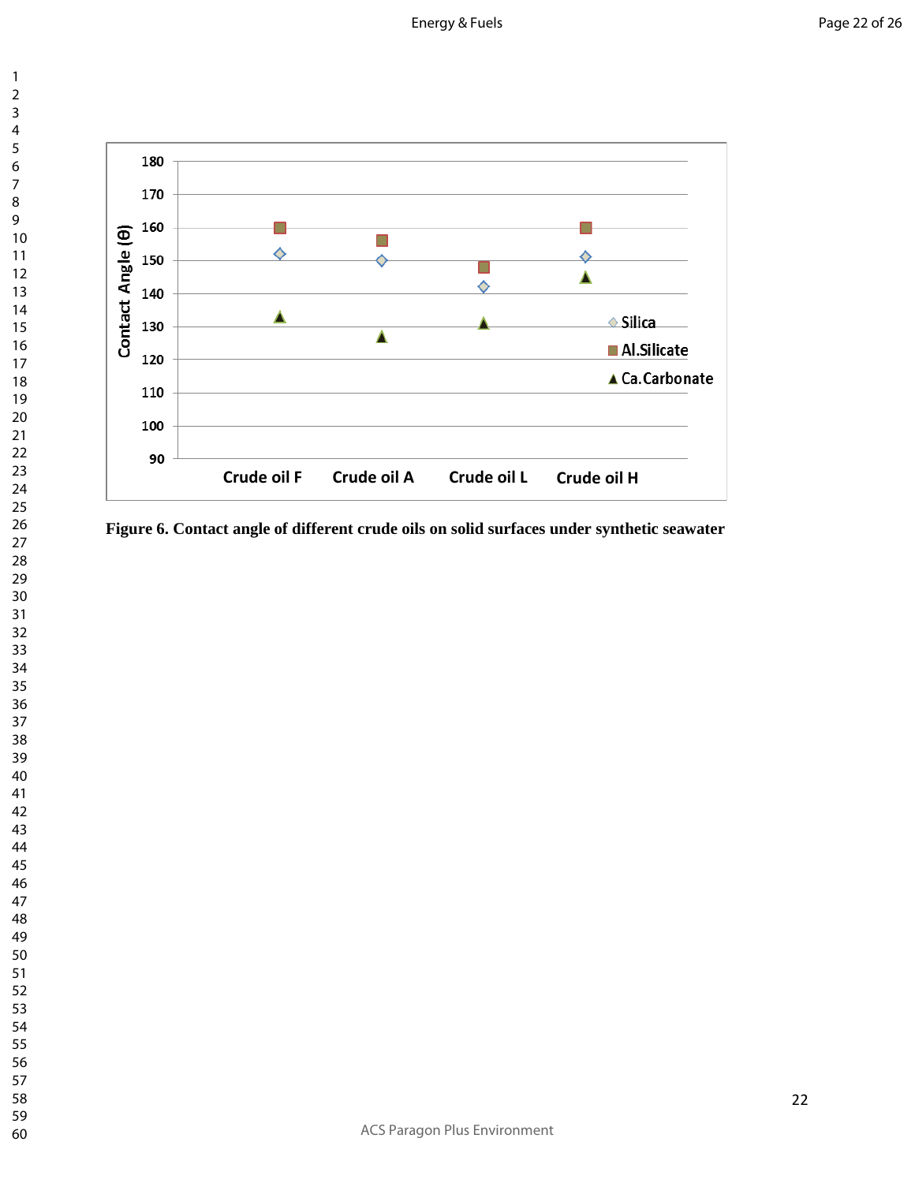Figure 6. Contact angle of different crude oils on solid surfaces under synthetic seawater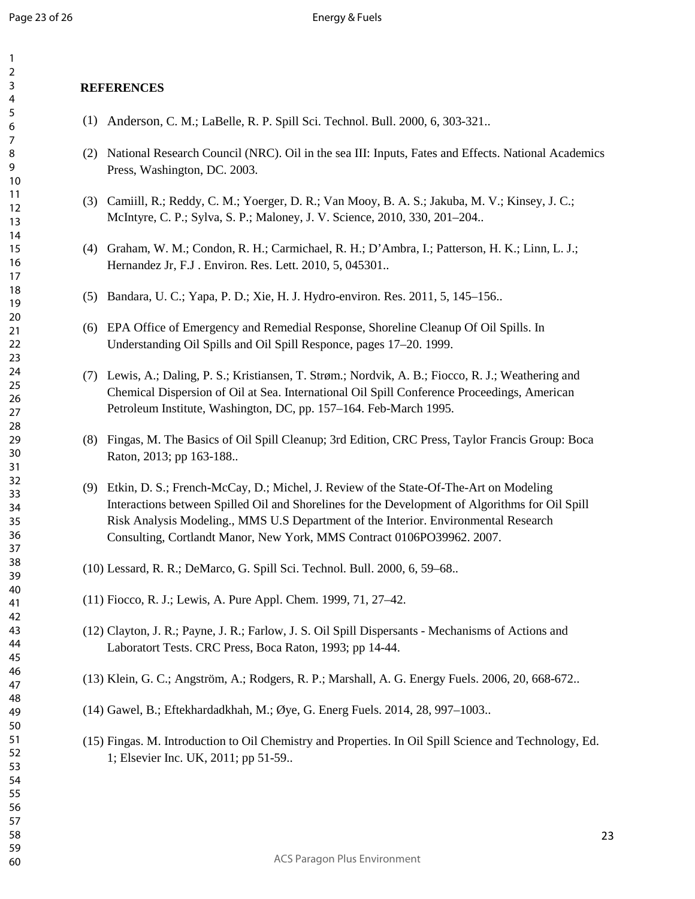## REFERENCES

(1) Anderson, C. M.; LaBelle, R. P. Spill Sci. Technol. Bull. 2000, 6, 303-321..

(2) National Research Council (NRC). Oil in the sea III: Inputs, Fates and Effects. National Academics Press, Washington, DC. 2003.

(3) Camiill, R.; Reddy, C. M.; Yoerger, D. R.; Van Mooy, B. A. S.; Jakuba, M. V.; Kinsey, J. C.; McIntyre, C. P.; Sylva, S. P.; Maloney, J. V. Science, 2010, 330, 201–204..

(4) Graham, W. M.; Condon, R. H.; Carmichael, R. H.; D'Ambra, I.; Patterson, H. K.; Linn, L. J.; Hernandez Jr, F.J . Environ. Res. Lett. 2010, 5, 045301..

(5) Bandara, U. C.; Yapa, P. D.; Xie, H. J. Hydro-environ. Res. 2011, 5, 145–156..

(6) EPA Office of Emergency and Remedial Response, Shoreline Cleanup Of Oil Spills. In Understanding Oil Spills and Oil Spill Responce, pages 17–20. 1999.

(7) Lewis, A.; Daling, P. S.; Kristiansen, T. Strøm.; Nordvik, A. B.; Fiocco, R. J.; Weathering and Chemical Dispersion of Oil at Sea. International Oil Spill Conference Proceedings, American Petroleum Institute, Washington, DC, pp. 157–164. Feb-March 1995.

(8) Fingas, M. The Basics of Oil Spill Cleanup; 3rd Edition, CRC Press, Taylor Francis Group: Boca Raton, 2013; pp 163-188..

(9) Etkin, D. S.; French-McCay, D.; Michel, J. Review of the State-Of-The-Art on Modeling Interactions between Spilled Oil and Shorelines for the Development of Algorithms for Oil Spill Risk Analysis Modeling., MMS U.S Department of the Interior. Environmental Research Consulting, Cortlandt Manor, New York, MMS Contract 0106PO39962. 2007.

(10) Lessard, R. R.; DeMarco, G. Spill Sci. Technol. Bull. 2000, 6, 59–68..

(11) Fiocco, R. J.; Lewis, A. Pure Appl. Chem. 1999, 71, 27–42.

(12) Clayton, J. R.; Payne, J. R.; Farlow, J. S. Oil Spill Dispersants - Mechanisms of Actions and Laboratort Tests. CRC Press, Boca Raton, 1993; pp 14-44.

(13) Klein, G. C.; Angström, A.; Rodgers, R. P.; Marshall, A. G. Energy Fuels. 2006, 20, 668-672..

(14) Gawel, B.; Eftekhardadkhah, M.; Øye, G. Energ Fuels. 2014, 28, 997–1003..

(15) Fingas. M. Introduction to Oil Chemistry and Properties. In Oil Spill Science and Technology, Ed. 1; Elsevier Inc. UK, 2011; pp 51-59..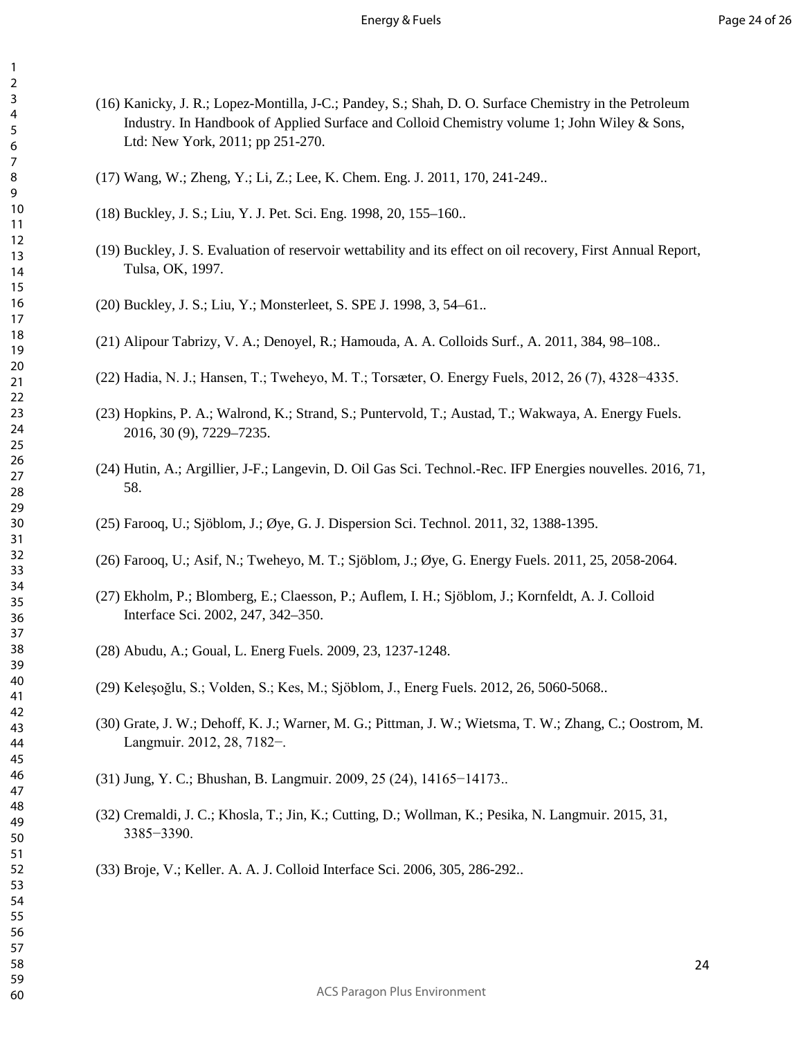(16) Kanicky, J. R.; Lopez-Montilla, J-C.; Pandey, S.; Shah, D. O. Surface Chemistry in the Petroleum Industry. In Handbook of Applied Surface and Colloid Chemistry volume 1; John Wiley & Sons, Ltd: New York, 2011; pp 251-270.

(17) Wang, W.; Zheng, Y.; Li, Z.; Lee, K. Chem. Eng. J. 2011, 170, 241-249..

(18) Buckley, J. S.; Liu, Y. J. Pet. Sci. Eng. 1998, 20, 155–160..

(19) Buckley, J. S. Evaluation of reservoir wettability and its effect on oil recovery, First Annual Report, Tulsa, OK, 1997.

(20) Buckley, J. S.; Liu, Y.; Monsterleet, S. SPE J. 1998, 3, 54–61..

(21) Alipour Tabrizy, V. A.; Denoyel, R.; Hamouda, A. A. Colloids Surf., A. 2011, 384, 98–108..

(22) Hadia, N. J.; Hansen, T.; Tweheyo, M. T.; Torsæter, O. Energy Fuels, 2012, 26 (7), 4328−4335.

(23) Hopkins, P. A.; Walrond, K.; Strand, S.; Puntervold, T.; Austad, T.; Wakwaya, A. Energy Fuels. 2016, 30 (9), 7229–7235.

(24) Hutin, A.; Argillier, J-F.; Langevin, D. Oil Gas Sci. Technol.-Rec. IFP Energies nouvelles. 2016, 71, 58.

(25) Farooq, U.; Sjöblom, J.; Øye, G. J. Dispersion Sci. Technol. 2011, 32, 1388-1395.

(26) Farooq, U.; Asif, N.; Tweheyo, M. T.; Sjöblom, J.; Øye, G. Energy Fuels. 2011, 25, 2058-2064.

(27) Ekholm, P.; Blomberg, E.; Claesson, P.; Auflem, I. H.; Sjöblom, J.; Kornfeldt, A. J. Colloid Interface Sci. 2002, 247, 342–350.

(28) Abudu, A.; Goual, L. Energ Fuels. 2009, 23, 1237-1248.

(29) Keleşoğlu, S.; Volden, S.; Kes, M.; Sjöblom, J., Energ Fuels. 2012, 26, 5060-5068..

(30) Grate, J. W.; Dehoff, K. J.; Warner, M. G.; Pittman, J. W.; Wietsma, T. W.; Zhang, C.; Oostrom, M. Langmuir. 2012, 28, 7182−.

(31) Jung, Y. C.; Bhushan, B. Langmuir. 2009, 25 (24), 14165−14173..

(32) Cremaldi, J. C.; Khosla, T.; Jin, K.; Cutting, D.; Wollman, K.; Pesika, N. Langmuir. 2015, 31, 3385−3390.

(33) Broje, V.; Keller. A. A. J. Colloid Interface Sci. 2006, 305, 286-292..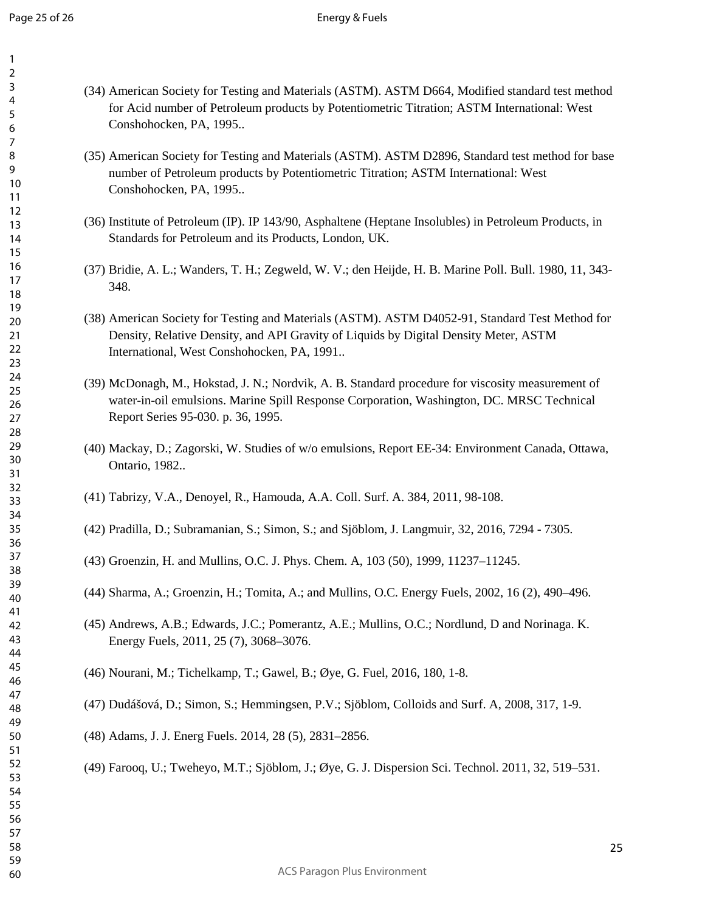(34) American Society for Testing and Materials (ASTM). ASTM D664, Modified standard test method for Acid number of Petroleum products by Potentiometric Titration; ASTM International: West Conshohocken, PA, 1995..

(35) American Society for Testing and Materials (ASTM). ASTM D2896, Standard test method for base number of Petroleum products by Potentiometric Titration; ASTM International: West Conshohocken, PA, 1995..

(36) Institute of Petroleum (IP). IP 143/90, Asphaltene (Heptane Insolubles) in Petroleum Products, in Standards for Petroleum and its Products, London, UK.

(37) Bridie, A. L.; Wanders, T. H.; Zegweld, W. V.; den Heijde, H. B. Marine Poll. Bull. 1980, 11, 343-348.

(38) American Society for Testing and Materials (ASTM). ASTM D4052-91, Standard Test Method for Density, Relative Density, and API Gravity of Liquids by Digital Density Meter, ASTM International, West Conshohocken, PA, 1991..

(39) McDonagh, M., Hokstad, J. N.; Nordvik, A. B. Standard procedure for viscosity measurement of water-in-oil emulsions. Marine Spill Response Corporation, Washington, DC. MRSC Technical Report Series 95-030. p. 36, 1995.

(40) Mackay, D.; Zagorski, W. Studies of w/o emulsions, Report EE-34: Environment Canada, Ottawa, Ontario, 1982..

(41) Tabrizy, V.A., Denoyel, R., Hamouda, A.A. Coll. Surf. A. 384, 2011, 98-108.

(42) Pradilla, D.; Subramanian, S.; Simon, S.; and Sjöblom, J. Langmuir, 32, 2016, 7294 - 7305.

(43) Groenzin, H. and Mullins, O.C. J. Phys. Chem. A, 103 (50), 1999, 11237–11245.

(44) Sharma, A.; Groenzin, H.; Tomita, A.; and Mullins, O.C. Energy Fuels, 2002, 16 (2), 490–496.

(45) Andrews, A.B.; Edwards, J.C.; Pomerantz, A.E.; Mullins, O.C.; Nordlund, D and Norinaga. K. Energy Fuels, 2011, 25 (7), 3068–3076.

(46) Nourani, M.; Tichelkamp, T.; Gawel, B.; Øye, G. Fuel, 2016, 180, 1-8.

(47) Dudášová, D.; Simon, S.; Hemmingsen, P.V.; Sjöblom, Colloids and Surf. A, 2008, 317, 1-9.

(48) Adams, J. J. Energ Fuels. 2014, 28 (5), 2831–2856.

(49) Farooq, U.; Tweheyo, M.T.; Sjöblom, J.; Øye, G. J. Dispersion Sci. Technol. 2011, 32, 519–531.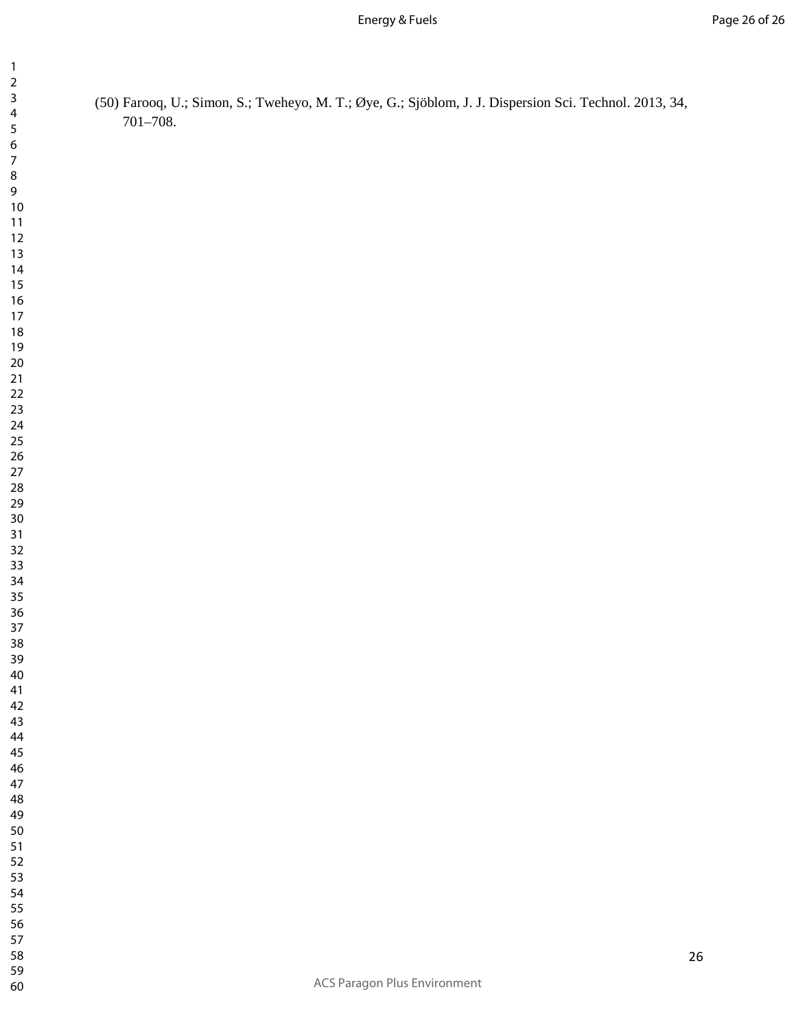(50) Farooq, U.; Simon, S.; Tweheyo, M. T.; Øye, G.; Sjöblom, J. J. Dispersion Sci. Technol. 2013, 34, 701–708.